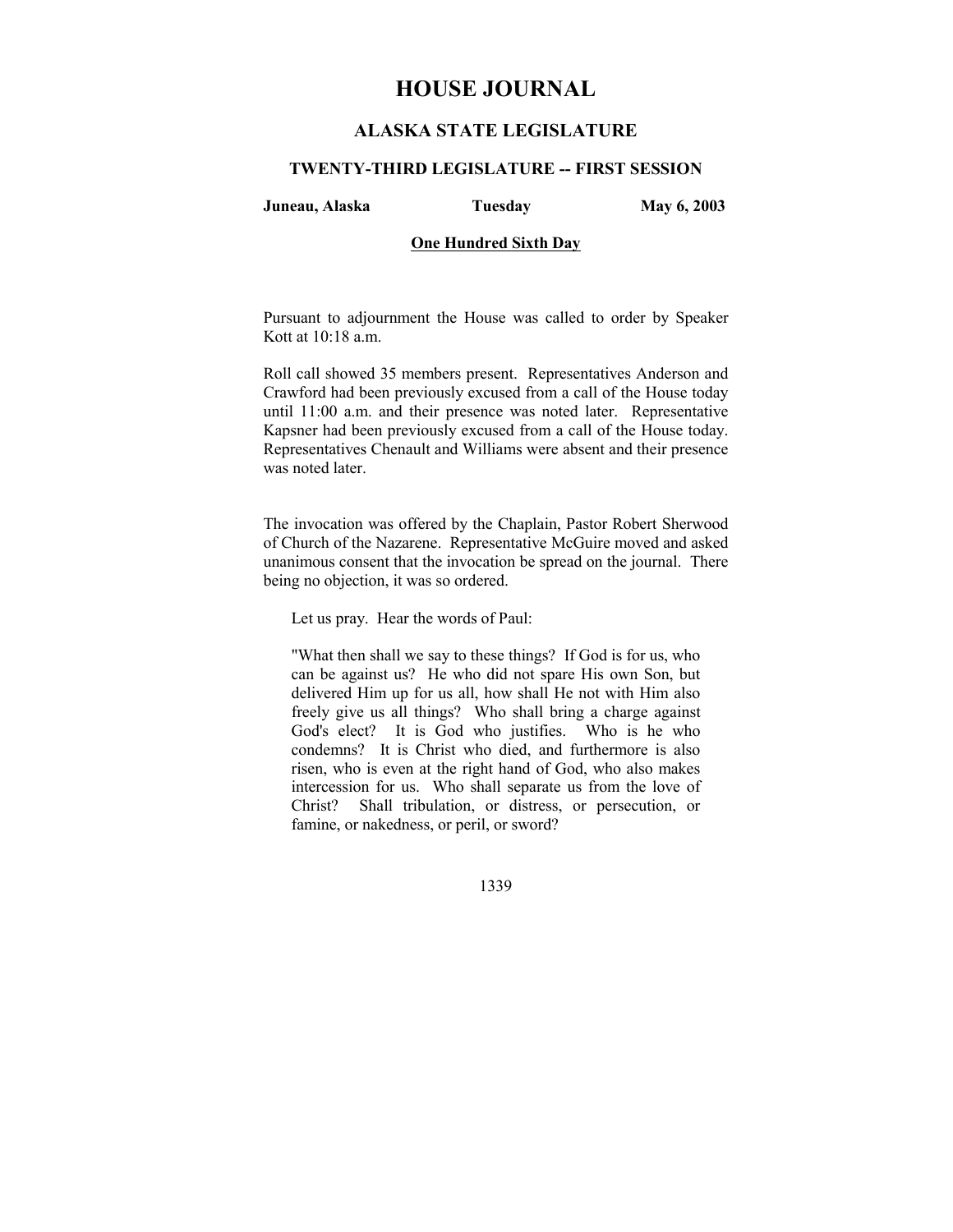# HOUSE JOURNAL

## ALASKA STATE LEGISLATURE

### TWENTY-THIRD LEGISLATURE -- FIRST SESSION

**Juneau, Alaska** **Tuesday** **May 6, 2003**

**One Hundred Sixth Day**

Pursuant to adjournment the House was called to order by Speaker Kott at 10:18 a.m.

Roll call showed 35 members present. Representatives Anderson and Crawford had been previously excused from a call of the House today until 11:00 a.m. and their presence was noted later. Representative Kapsner had been previously excused from a call of the House today. Representatives Chenault and Williams were absent and their presence was noted later.

The invocation was offered by the Chaplain, Pastor Robert Sherwood of Church of the Nazarene. Representative McGuire moved and asked unanimous consent that the invocation be spread on the journal. There being no objection, it was so ordered.

> Let us pray. Hear the words of Paul:
>
> "What then shall we say to these things? If God is for us, who can be against us? He who did not spare His own Son, but delivered Him up for us all, how shall He not with Him also freely give us all things? Who shall bring a charge against God's elect? It is God who justifies. Who is he who condemns? It is Christ who died, and furthermore is also risen, who is even at the right hand of God, who also makes intercession for us. Who shall separate us from the love of Christ? Shall tribulation, or distress, or persecution, or famine, or nakedness, or peril, or sword?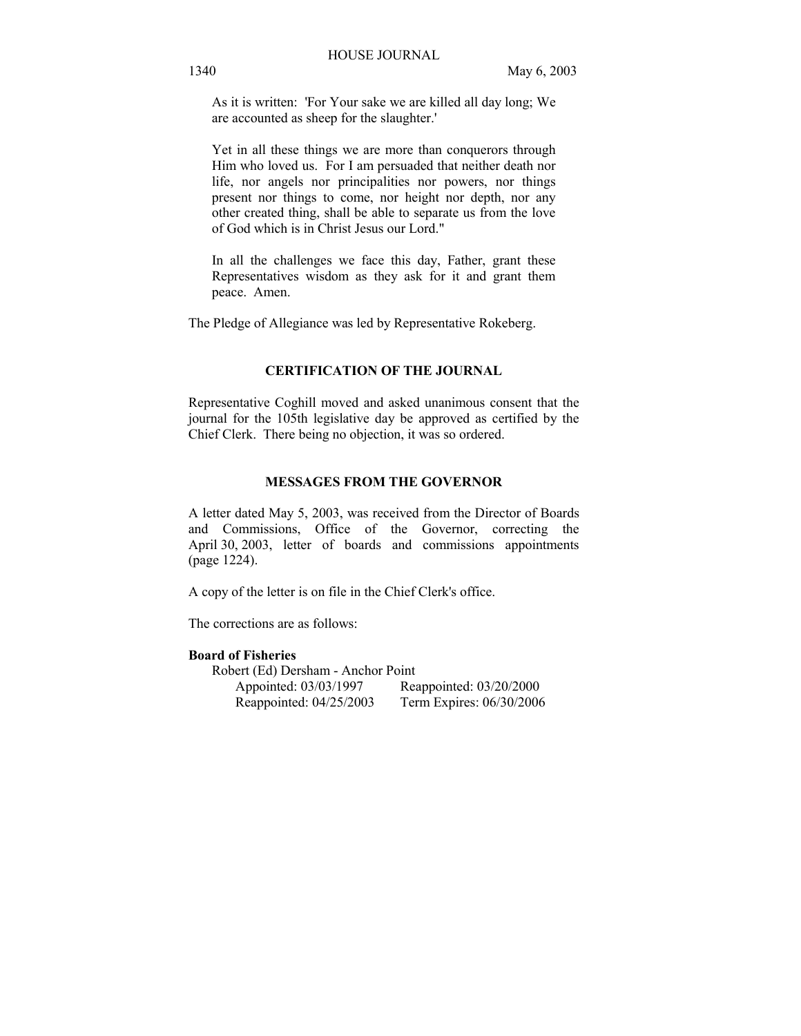As it is written: 'For Your sake we are killed all day long; We are accounted as sheep for the slaughter.'

Yet in all these things we are more than conquerors through Him who loved us. For I am persuaded that neither death nor life, nor angels nor principalities nor powers, nor things present nor things to come, nor height nor depth, nor any other created thing, shall be able to separate us from the love of God which is in Christ Jesus our Lord."

In all the challenges we face this day, Father, grant these Representatives wisdom as they ask for it and grant them peace. Amen.

The Pledge of Allegiance was led by Representative Rokeberg.

## CERTIFICATION OF THE JOURNAL

Representative Coghill moved and asked unanimous consent that the journal for the 105th legislative day be approved as certified by the Chief Clerk. There being no objection, it was so ordered.

## MESSAGES FROM THE GOVERNOR

A letter dated May 5, 2003, was received from the Director of Boards and Commissions, Office of the Governor, correcting the April 30, 2003, letter of boards and commissions appointments (page 1224).

A copy of the letter is on file in the Chief Clerk's office.

The corrections are as follows:

**Board of Fisheries**

Robert (Ed) Dersham - Anchor Point

Appointed: 03/03/1997 Reappointed: 03/20/2000

Reappointed: 04/25/2003 Term Expires: 06/30/2006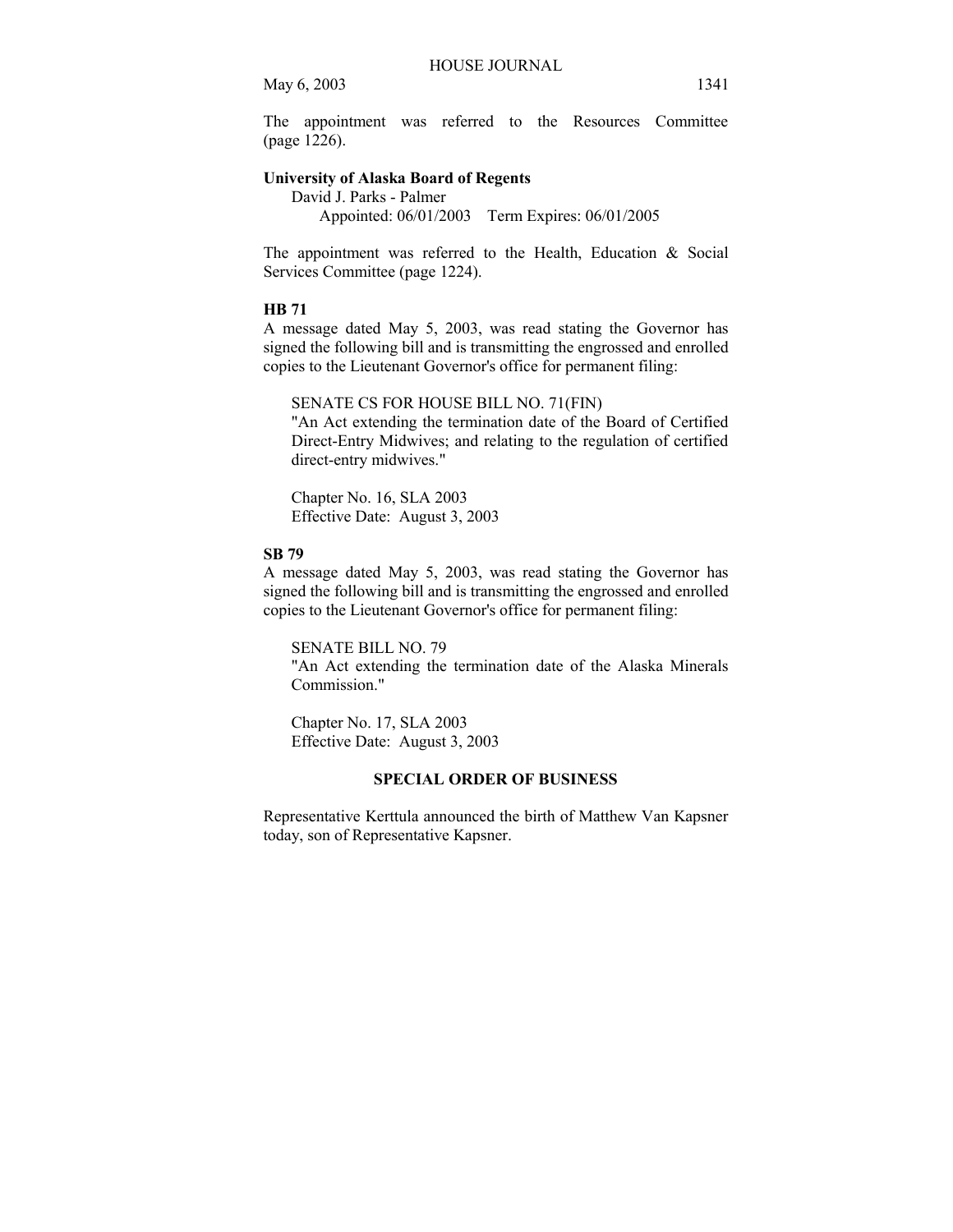The appointment was referred to the Resources Committee (page 1226).

**University of Alaska Board of Regents**

David J. Parks - Palmer
Appointed: 06/01/2003 Term Expires: 06/01/2005

The appointment was referred to the Health, Education & Social Services Committee (page 1224).

**HB 71**

A message dated May 5, 2003, was read stating the Governor has signed the following bill and is transmitting the engrossed and enrolled copies to the Lieutenant Governor's office for permanent filing:

SENATE CS FOR HOUSE BILL NO. 71(FIN)
"An Act extending the termination date of the Board of Certified Direct-Entry Midwives; and relating to the regulation of certified direct-entry midwives."

Chapter No. 16, SLA 2003
Effective Date: August 3, 2003

**SB 79**

A message dated May 5, 2003, was read stating the Governor has signed the following bill and is transmitting the engrossed and enrolled copies to the Lieutenant Governor's office for permanent filing:

SENATE BILL NO. 79
"An Act extending the termination date of the Alaska Minerals Commission."

Chapter No. 17, SLA 2003
Effective Date: August 3, 2003

## SPECIAL ORDER OF BUSINESS

Representative Kerttula announced the birth of Matthew Van Kapsner today, son of Representative Kapsner.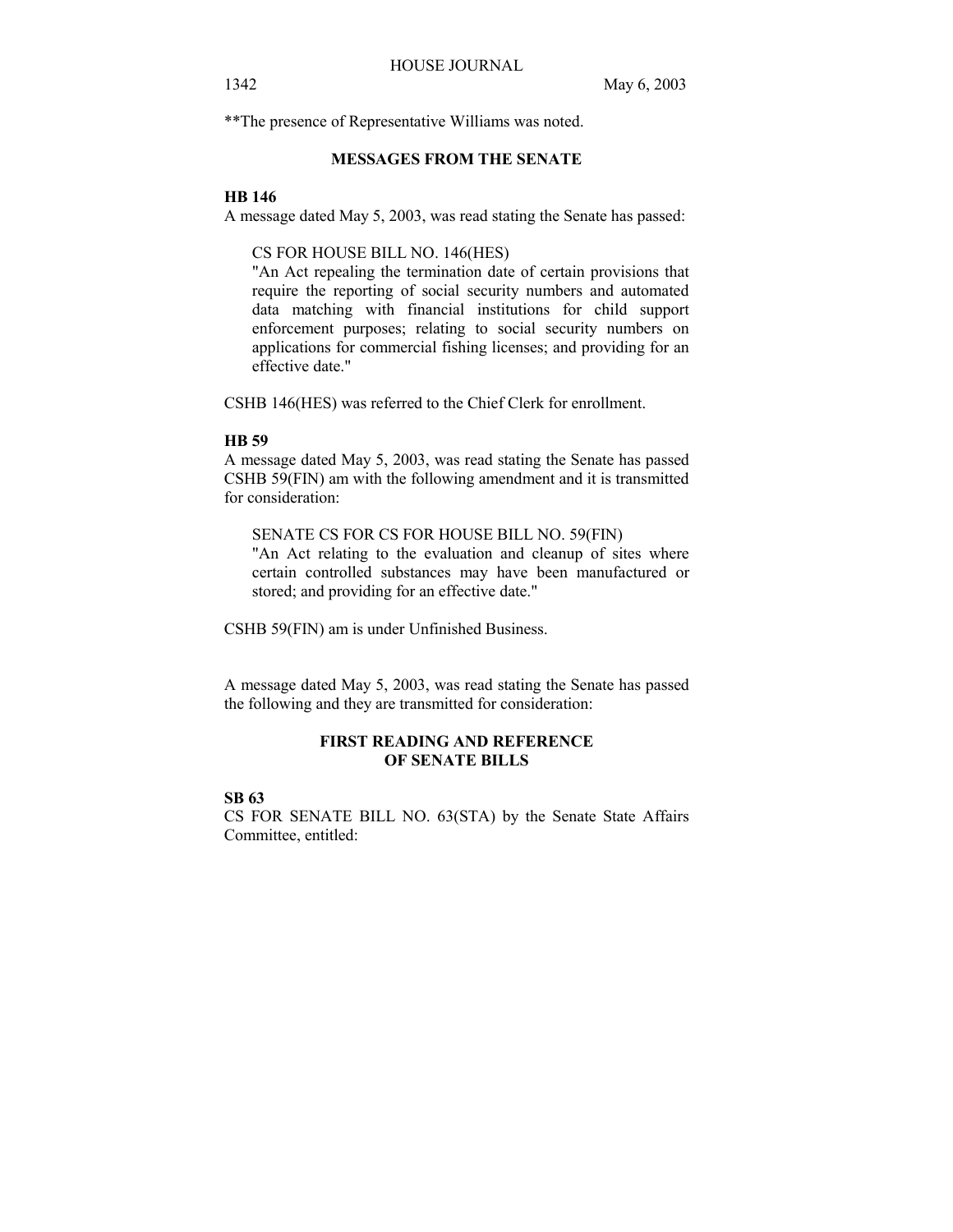**The presence of Representative Williams was noted.

## MESSAGES FROM THE SENATE

**HB 146**

A message dated May 5, 2003, was read stating the Senate has passed:

> CS FOR HOUSE BILL NO. 146(HES)
> "An Act repealing the termination date of certain provisions that require the reporting of social security numbers and automated data matching with financial institutions for child support enforcement purposes; relating to social security numbers on applications for commercial fishing licenses; and providing for an effective date."

CSHB 146(HES) was referred to the Chief Clerk for enrollment.

**HB 59**

A message dated May 5, 2003, was read stating the Senate has passed CSHB 59(FIN) am with the following amendment and it is transmitted for consideration:

> SENATE CS FOR CS FOR HOUSE BILL NO. 59(FIN)
> "An Act relating to the evaluation and cleanup of sites where certain controlled substances may have been manufactured or stored; and providing for an effective date."

CSHB 59(FIN) am is under Unfinished Business.

A message dated May 5, 2003, was read stating the Senate has passed the following and they are transmitted for consideration:

## FIRST READING AND REFERENCE OF SENATE BILLS

**SB 63**

CS FOR SENATE BILL NO. 63(STA) by the Senate State Affairs Committee, entitled: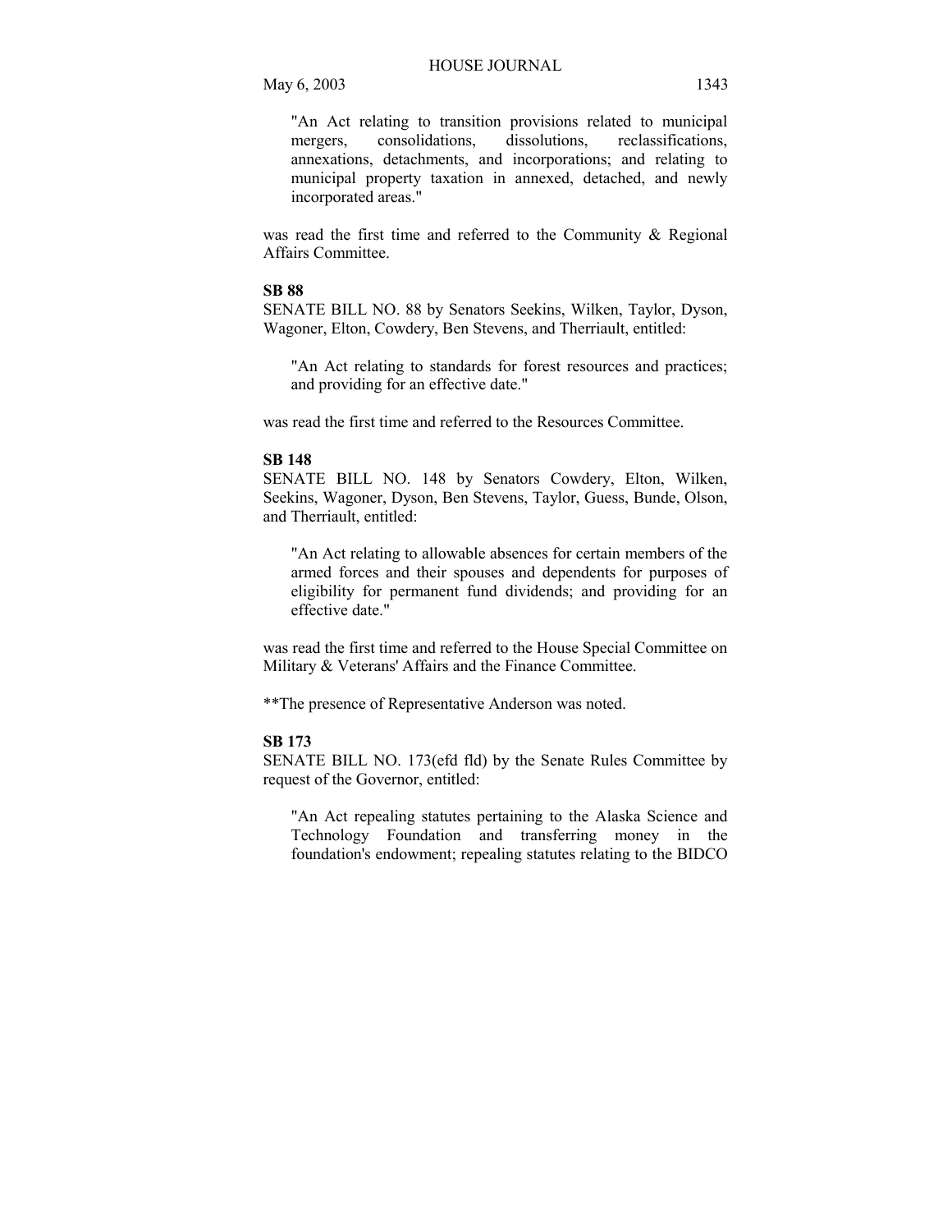"An Act relating to transition provisions related to municipal mergers, consolidations, dissolutions, reclassifications, annexations, detachments, and incorporations; and relating to municipal property taxation in annexed, detached, and newly incorporated areas."

was read the first time and referred to the Community & Regional Affairs Committee.

**SB 88**

SENATE BILL NO. 88 by Senators Seekins, Wilken, Taylor, Dyson, Wagoner, Elton, Cowdery, Ben Stevens, and Therriault, entitled:

"An Act relating to standards for forest resources and practices; and providing for an effective date."

was read the first time and referred to the Resources Committee.

**SB 148**

SENATE BILL NO. 148 by Senators Cowdery, Elton, Wilken, Seekins, Wagoner, Dyson, Ben Stevens, Taylor, Guess, Bunde, Olson, and Therriault, entitled:

"An Act relating to allowable absences for certain members of the armed forces and their spouses and dependents for purposes of eligibility for permanent fund dividends; and providing for an effective date."

was read the first time and referred to the House Special Committee on Military & Veterans' Affairs and the Finance Committee.

**The presence of Representative Anderson was noted.

**SB 173**

SENATE BILL NO. 173(efd fld) by the Senate Rules Committee by request of the Governor, entitled:

"An Act repealing statutes pertaining to the Alaska Science and Technology Foundation and transferring money in the foundation's endowment; repealing statutes relating to the BIDCO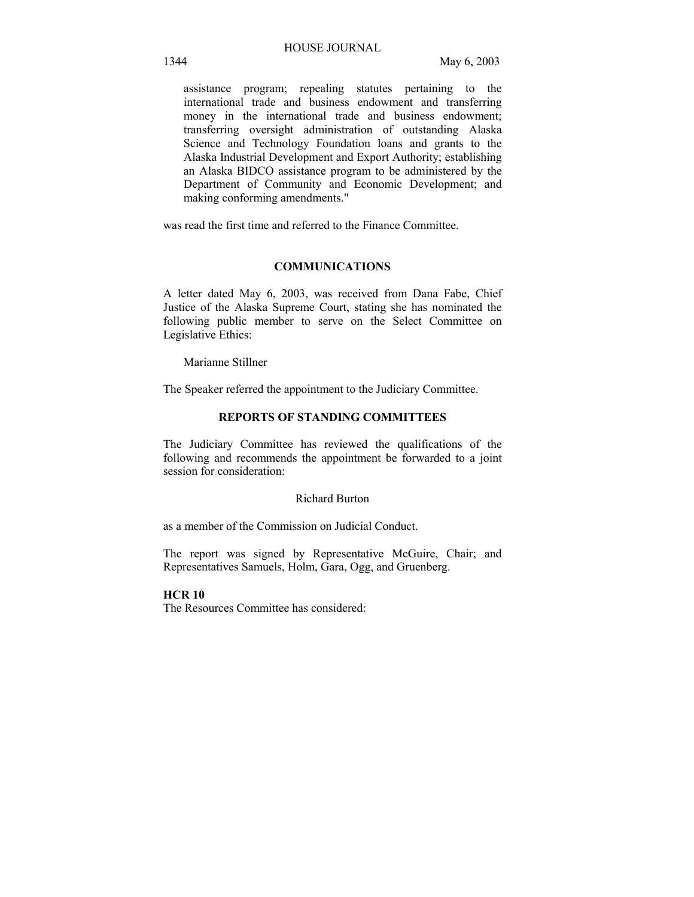assistance program; repealing statutes pertaining to the international trade and business endowment and transferring money in the international trade and business endowment; transferring oversight administration of outstanding Alaska Science and Technology Foundation loans and grants to the Alaska Industrial Development and Export Authority; establishing an Alaska BIDCO assistance program to be administered by the Department of Community and Economic Development; and making conforming amendments."

was read the first time and referred to the Finance Committee.

## COMMUNICATIONS

A letter dated May 6, 2003, was received from Dana Fabe, Chief Justice of the Alaska Supreme Court, stating she has nominated the following public member to serve on the Select Committee on Legislative Ethics:

Marianne Stillner

The Speaker referred the appointment to the Judiciary Committee.

## REPORTS OF STANDING COMMITTEES

The Judiciary Committee has reviewed the qualifications of the following and recommends the appointment be forwarded to a joint session for consideration:

Richard Burton

as a member of the Commission on Judicial Conduct.

The report was signed by Representative McGuire, Chair; and Representatives Samuels, Holm, Gara, Ogg, and Gruenberg.

**HCR 10**

The Resources Committee has considered: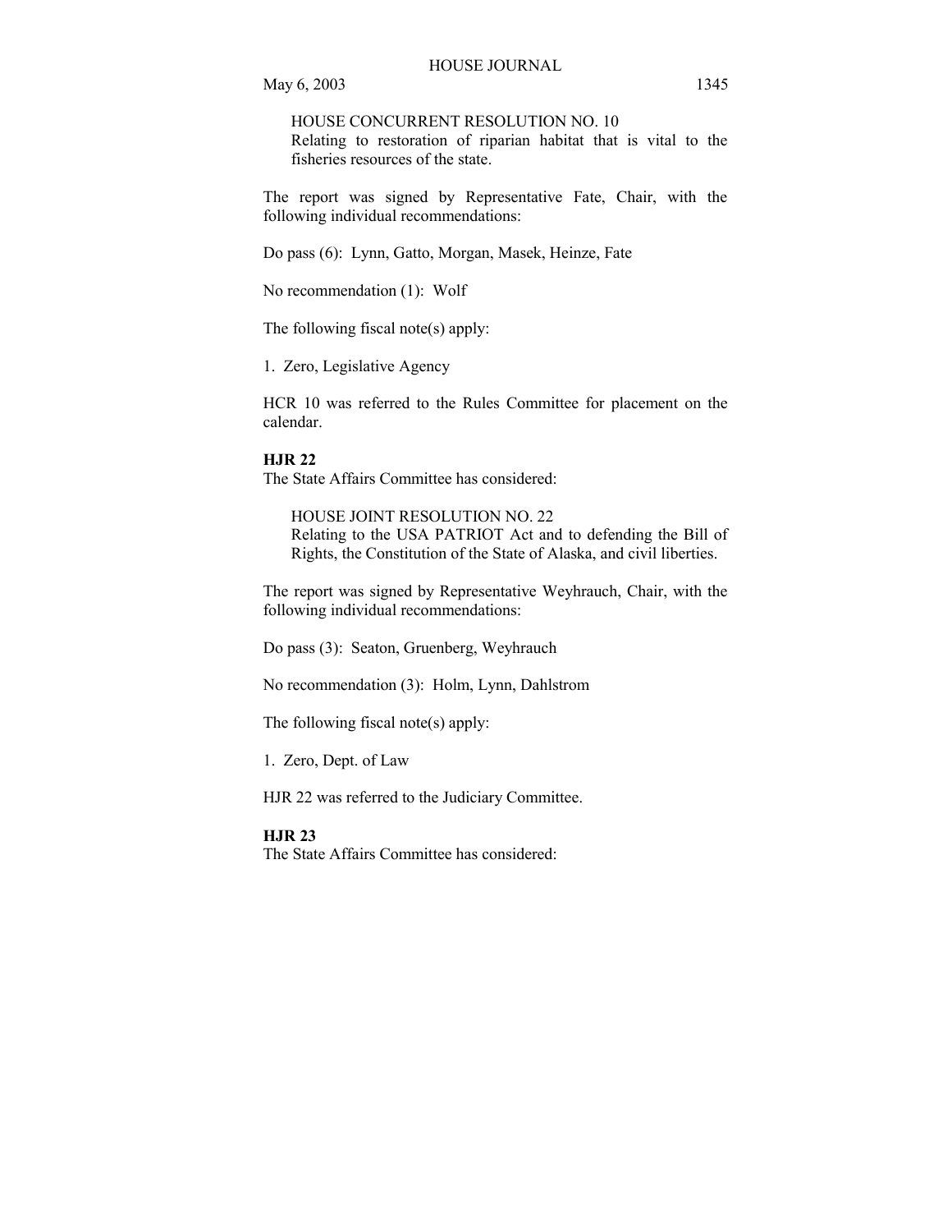HOUSE CONCURRENT RESOLUTION NO. 10
Relating to restoration of riparian habitat that is vital to the fisheries resources of the state.

The report was signed by Representative Fate, Chair, with the following individual recommendations:

Do pass (6): Lynn, Gatto, Morgan, Masek, Heinze, Fate

No recommendation (1): Wolf

The following fiscal note(s) apply:

1. Zero, Legislative Agency

HCR 10 was referred to the Rules Committee for placement on the calendar.

**HJR 22**

The State Affairs Committee has considered:

HOUSE JOINT RESOLUTION NO. 22
Relating to the USA PATRIOT Act and to defending the Bill of Rights, the Constitution of the State of Alaska, and civil liberties.

The report was signed by Representative Weyhrauch, Chair, with the following individual recommendations:

Do pass (3): Seaton, Gruenberg, Weyhrauch

No recommendation (3): Holm, Lynn, Dahlstrom

The following fiscal note(s) apply:

1. Zero, Dept. of Law

HJR 22 was referred to the Judiciary Committee.

**HJR 23**

The State Affairs Committee has considered: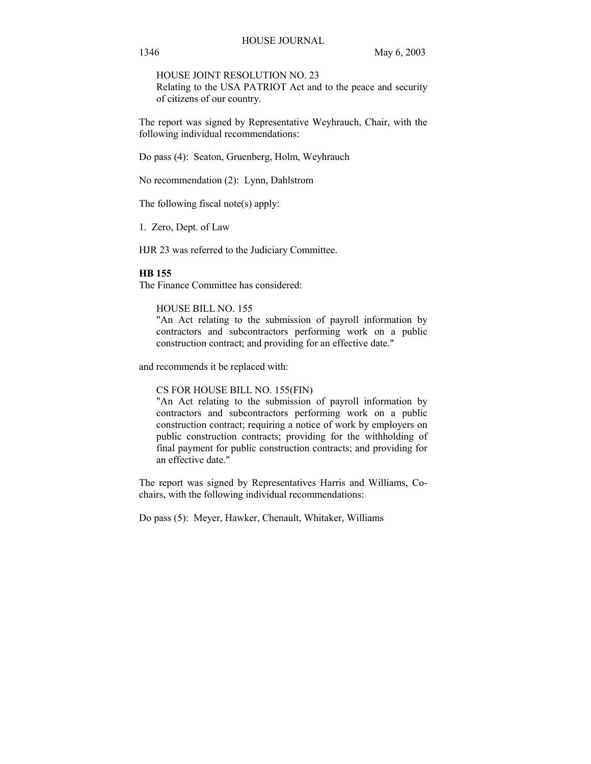HOUSE JOINT RESOLUTION NO. 23
Relating to the USA PATRIOT Act and to the peace and security of citizens of our country.

The report was signed by Representative Weyhrauch, Chair, with the following individual recommendations:

Do pass (4): Seaton, Gruenberg, Holm, Weyhrauch

No recommendation (2): Lynn, Dahlstrom

The following fiscal note(s) apply:

1. Zero, Dept. of Law

HJR 23 was referred to the Judiciary Committee.

**HB 155**

The Finance Committee has considered:

HOUSE BILL NO. 155
"An Act relating to the submission of payroll information by contractors and subcontractors performing work on a public construction contract; and providing for an effective date."

and recommends it be replaced with:

CS FOR HOUSE BILL NO. 155(FIN)
"An Act relating to the submission of payroll information by contractors and subcontractors performing work on a public construction contract; requiring a notice of work by employers on public construction contracts; providing for the withholding of final payment for public construction contracts; and providing for an effective date."

The report was signed by Representatives Harris and Williams, Co-chairs, with the following individual recommendations:

Do pass (5): Meyer, Hawker, Chenault, Whitaker, Williams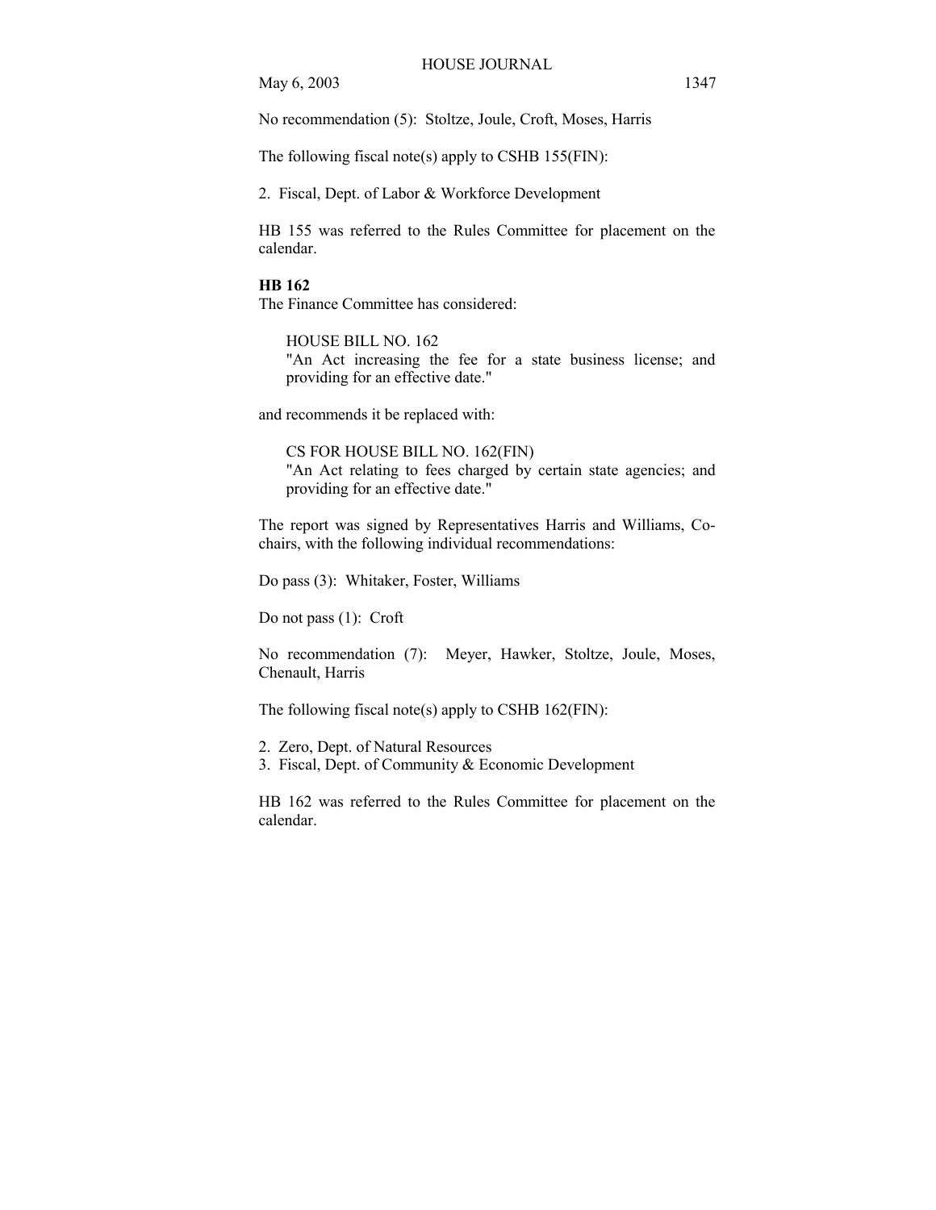No recommendation (5): Stoltze, Joule, Croft, Moses, Harris

The following fiscal note(s) apply to CSHB 155(FIN):

2. Fiscal, Dept. of Labor & Workforce Development

HB 155 was referred to the Rules Committee for placement on the calendar.

**HB 162**

The Finance Committee has considered:

> HOUSE BILL NO. 162
> "An Act increasing the fee for a state business license; and providing for an effective date."

and recommends it be replaced with:

> CS FOR HOUSE BILL NO. 162(FIN)
> "An Act relating to fees charged by certain state agencies; and providing for an effective date."

The report was signed by Representatives Harris and Williams, Co-chairs, with the following individual recommendations:

Do pass (3): Whitaker, Foster, Williams

Do not pass (1): Croft

No recommendation (7): Meyer, Hawker, Stoltze, Joule, Moses, Chenault, Harris

The following fiscal note(s) apply to CSHB 162(FIN):

2. Zero, Dept. of Natural Resources
3. Fiscal, Dept. of Community & Economic Development

HB 162 was referred to the Rules Committee for placement on the calendar.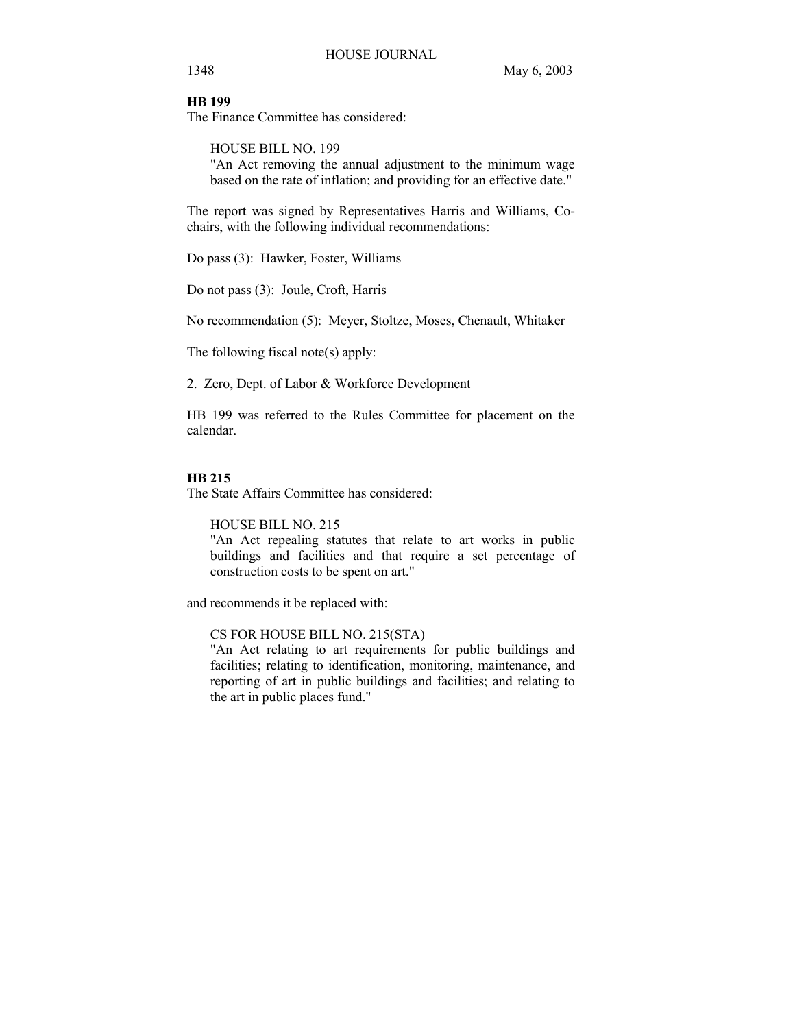**HB 199**

The Finance Committee has considered:

HOUSE BILL NO. 199
"An Act removing the annual adjustment to the minimum wage based on the rate of inflation; and providing for an effective date."

The report was signed by Representatives Harris and Williams, Co-chairs, with the following individual recommendations:

Do pass (3): Hawker, Foster, Williams

Do not pass (3): Joule, Croft, Harris

No recommendation (5): Meyer, Stoltze, Moses, Chenault, Whitaker

The following fiscal note(s) apply:

2. Zero, Dept. of Labor & Workforce Development

HB 199 was referred to the Rules Committee for placement on the calendar.

**HB 215**

The State Affairs Committee has considered:

HOUSE BILL NO. 215
"An Act repealing statutes that relate to art works in public buildings and facilities and that require a set percentage of construction costs to be spent on art."

and recommends it be replaced with:

CS FOR HOUSE BILL NO. 215(STA)
"An Act relating to art requirements for public buildings and facilities; relating to identification, monitoring, maintenance, and reporting of art in public buildings and facilities; and relating to the art in public places fund."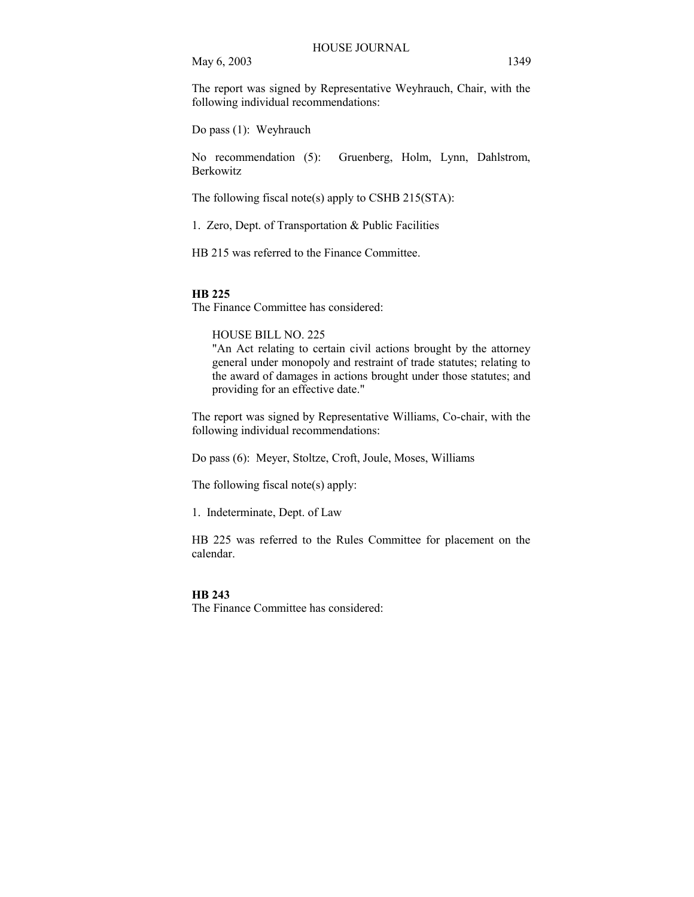The report was signed by Representative Weyhrauch, Chair, with the following individual recommendations:

Do pass (1): Weyhrauch

No recommendation (5): Gruenberg, Holm, Lynn, Dahlstrom, Berkowitz

The following fiscal note(s) apply to CSHB 215(STA):

1. Zero, Dept. of Transportation & Public Facilities

HB 215 was referred to the Finance Committee.

**HB 225**

The Finance Committee has considered:

> HOUSE BILL NO. 225
> "An Act relating to certain civil actions brought by the attorney general under monopoly and restraint of trade statutes; relating to the award of damages in actions brought under those statutes; and providing for an effective date."

The report was signed by Representative Williams, Co-chair, with the following individual recommendations:

Do pass (6): Meyer, Stoltze, Croft, Joule, Moses, Williams

The following fiscal note(s) apply:

1. Indeterminate, Dept. of Law

HB 225 was referred to the Rules Committee for placement on the calendar.

**HB 243**

The Finance Committee has considered: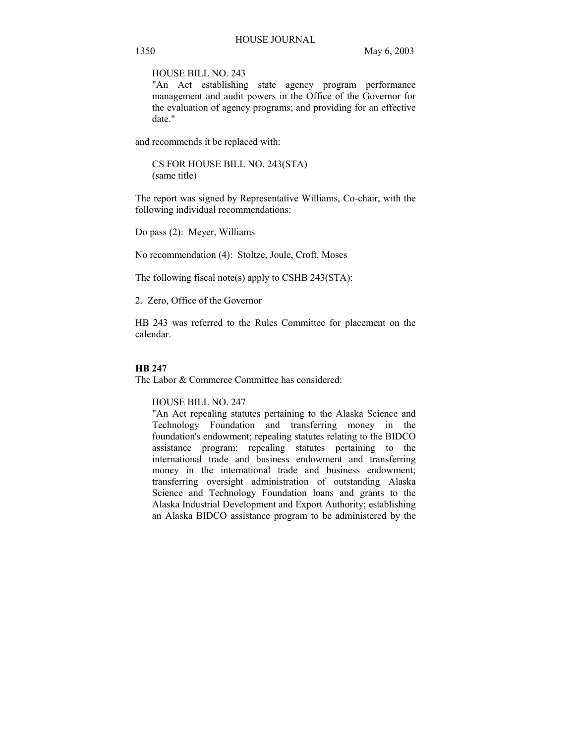HOUSE BILL NO. 243
"An Act establishing state agency program performance management and audit powers in the Office of the Governor for the evaluation of agency programs; and providing for an effective date."

and recommends it be replaced with:

CS FOR HOUSE BILL NO. 243(STA)
(same title)

The report was signed by Representative Williams, Co-chair, with the following individual recommendations:

Do pass (2): Meyer, Williams

No recommendation (4): Stoltze, Joule, Croft, Moses

The following fiscal note(s) apply to CSHB 243(STA):

2. Zero, Office of the Governor

HB 243 was referred to the Rules Committee for placement on the calendar.

**HB 247**
The Labor & Commerce Committee has considered:

HOUSE BILL NO. 247
"An Act repealing statutes pertaining to the Alaska Science and Technology Foundation and transferring money in the foundation's endowment; repealing statutes relating to the BIDCO assistance program; repealing statutes pertaining to the international trade and business endowment and transferring money in the international trade and business endowment; transferring oversight administration of outstanding Alaska Science and Technology Foundation loans and grants to the Alaska Industrial Development and Export Authority; establishing an Alaska BIDCO assistance program to be administered by the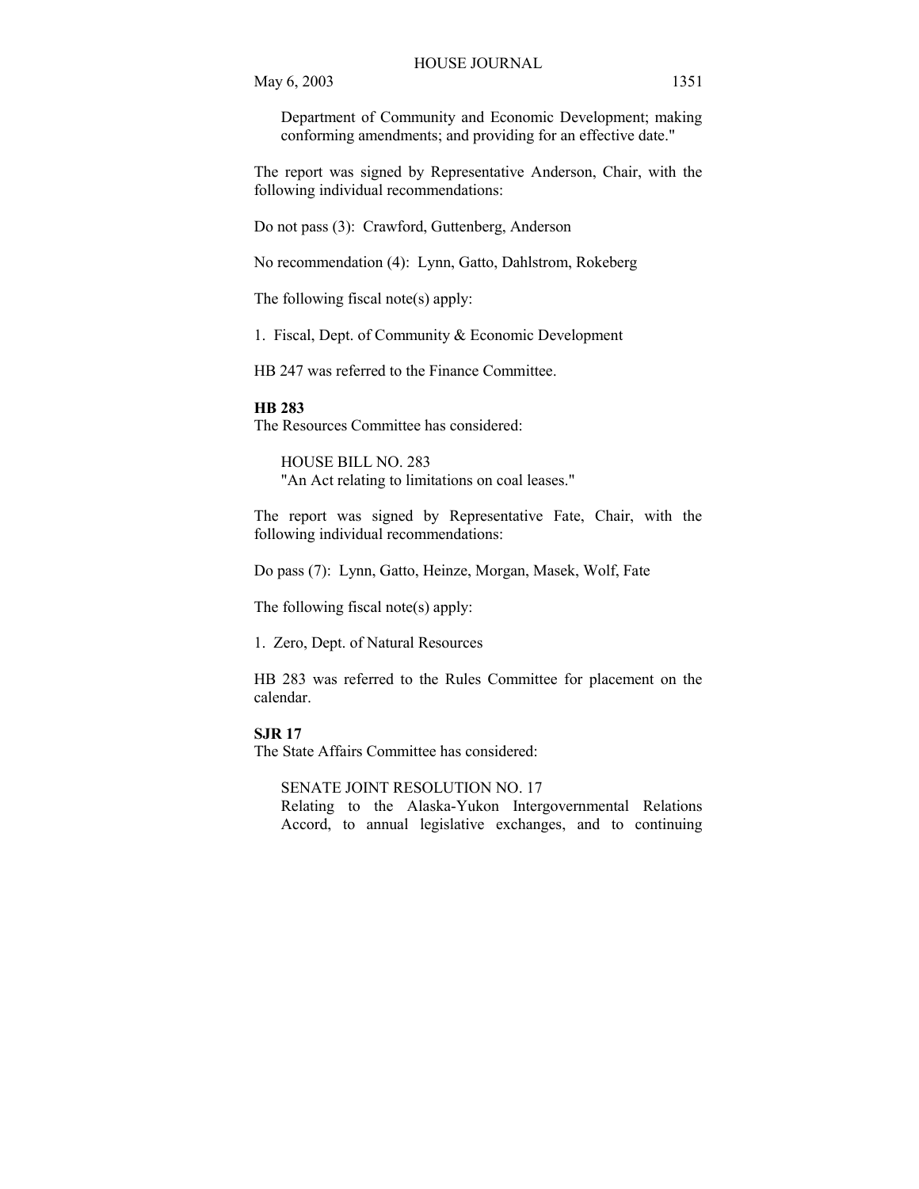Department of Community and Economic Development; making conforming amendments; and providing for an effective date."

The report was signed by Representative Anderson, Chair, with the following individual recommendations:

Do not pass (3): Crawford, Guttenberg, Anderson

No recommendation (4): Lynn, Gatto, Dahlstrom, Rokeberg

The following fiscal note(s) apply:

1. Fiscal, Dept. of Community & Economic Development

HB 247 was referred to the Finance Committee.

**HB 283**

The Resources Committee has considered:

HOUSE BILL NO. 283
"An Act relating to limitations on coal leases."

The report was signed by Representative Fate, Chair, with the following individual recommendations:

Do pass (7): Lynn, Gatto, Heinze, Morgan, Masek, Wolf, Fate

The following fiscal note(s) apply:

1. Zero, Dept. of Natural Resources

HB 283 was referred to the Rules Committee for placement on the calendar.

**SJR 17**

The State Affairs Committee has considered:

SENATE JOINT RESOLUTION NO. 17
Relating to the Alaska-Yukon Intergovernmental Relations Accord, to annual legislative exchanges, and to continuing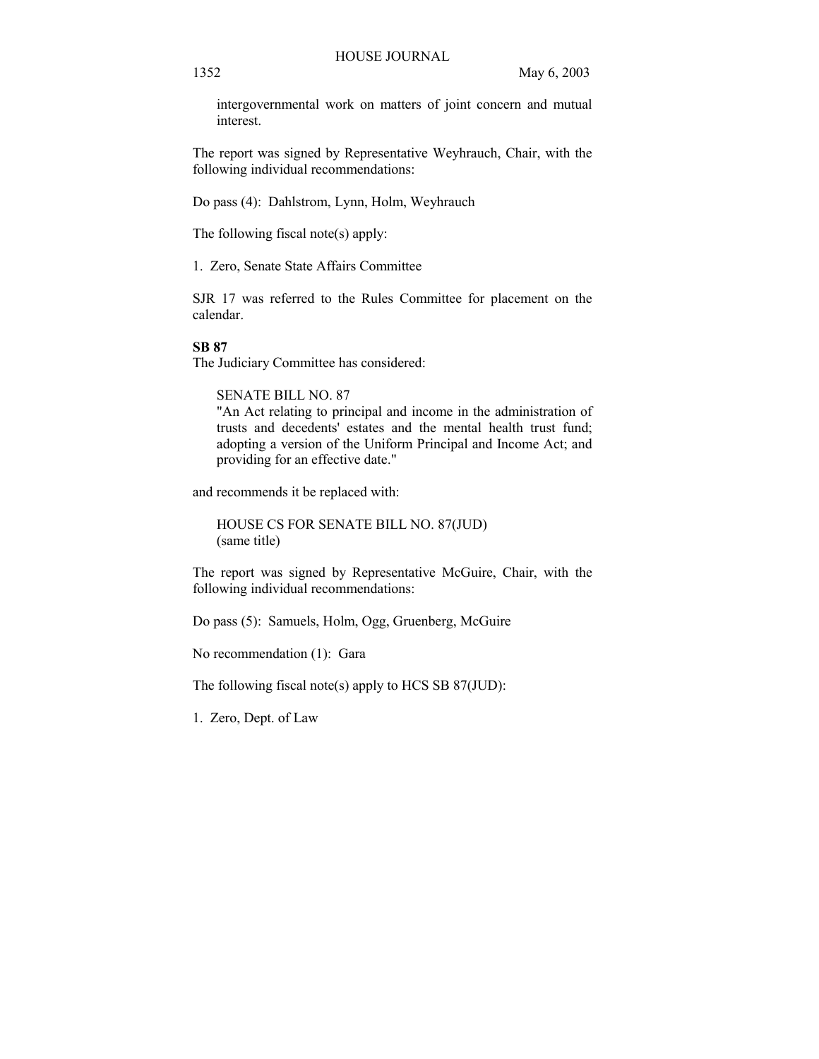intergovernmental work on matters of joint concern and mutual interest.

The report was signed by Representative Weyhrauch, Chair, with the following individual recommendations:

Do pass (4): Dahlstrom, Lynn, Holm, Weyhrauch

The following fiscal note(s) apply:

1. Zero, Senate State Affairs Committee

SJR 17 was referred to the Rules Committee for placement on the calendar.

**SB 87**

The Judiciary Committee has considered:

SENATE BILL NO. 87
"An Act relating to principal and income in the administration of trusts and decedents' estates and the mental health trust fund; adopting a version of the Uniform Principal and Income Act; and providing for an effective date."

and recommends it be replaced with:

HOUSE CS FOR SENATE BILL NO. 87(JUD)
(same title)

The report was signed by Representative McGuire, Chair, with the following individual recommendations:

Do pass (5): Samuels, Holm, Ogg, Gruenberg, McGuire

No recommendation (1): Gara

The following fiscal note(s) apply to HCS SB 87(JUD):

1. Zero, Dept. of Law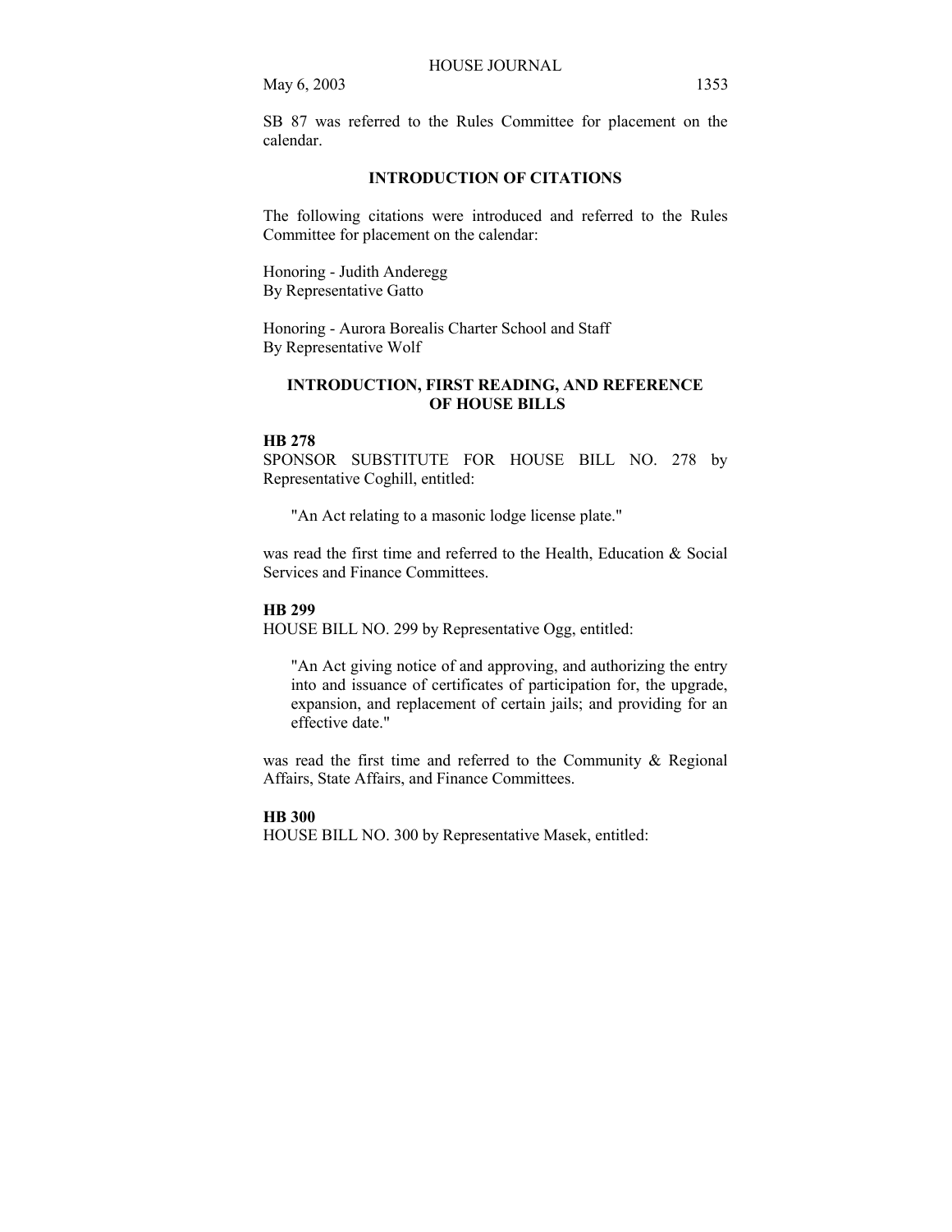SB 87 was referred to the Rules Committee for placement on the calendar.

**INTRODUCTION OF CITATIONS**

The following citations were introduced and referred to the Rules Committee for placement on the calendar:

Honoring - Judith Anderegg
By Representative Gatto

Honoring - Aurora Borealis Charter School and Staff
By Representative Wolf

**INTRODUCTION, FIRST READING, AND REFERENCE OF HOUSE BILLS**

**HB 278**

SPONSOR SUBSTITUTE FOR HOUSE BILL NO. 278 by Representative Coghill, entitled:

"An Act relating to a masonic lodge license plate."

was read the first time and referred to the Health, Education & Social Services and Finance Committees.

**HB 299**

HOUSE BILL NO. 299 by Representative Ogg, entitled:

"An Act giving notice of and approving, and authorizing the entry into and issuance of certificates of participation for, the upgrade, expansion, and replacement of certain jails; and providing for an effective date."

was read the first time and referred to the Community & Regional Affairs, State Affairs, and Finance Committees.

**HB 300**

HOUSE BILL NO. 300 by Representative Masek, entitled: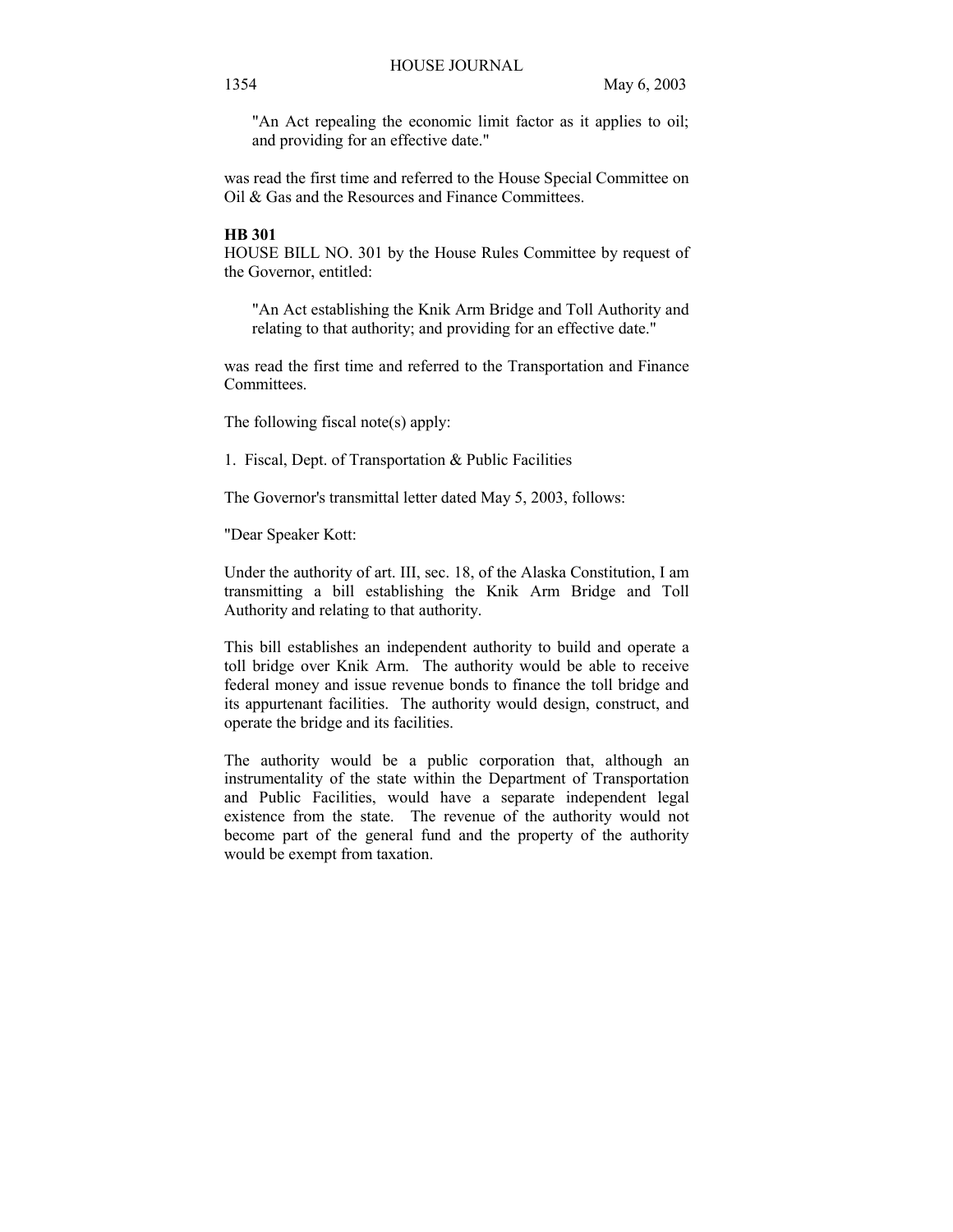"An Act repealing the economic limit factor as it applies to oil; and providing for an effective date."

was read the first time and referred to the House Special Committee on Oil & Gas and the Resources and Finance Committees.

**HB 301**

HOUSE BILL NO. 301 by the House Rules Committee by request of the Governor, entitled:

"An Act establishing the Knik Arm Bridge and Toll Authority and relating to that authority; and providing for an effective date."

was read the first time and referred to the Transportation and Finance Committees.

The following fiscal note(s) apply:

1. Fiscal, Dept. of Transportation & Public Facilities

The Governor's transmittal letter dated May 5, 2003, follows:

"Dear Speaker Kott:

Under the authority of art. III, sec. 18, of the Alaska Constitution, I am transmitting a bill establishing the Knik Arm Bridge and Toll Authority and relating to that authority.

This bill establishes an independent authority to build and operate a toll bridge over Knik Arm. The authority would be able to receive federal money and issue revenue bonds to finance the toll bridge and its appurtenant facilities. The authority would design, construct, and operate the bridge and its facilities.

The authority would be a public corporation that, although an instrumentality of the state within the Department of Transportation and Public Facilities, would have a separate independent legal existence from the state. The revenue of the authority would not become part of the general fund and the property of the authority would be exempt from taxation.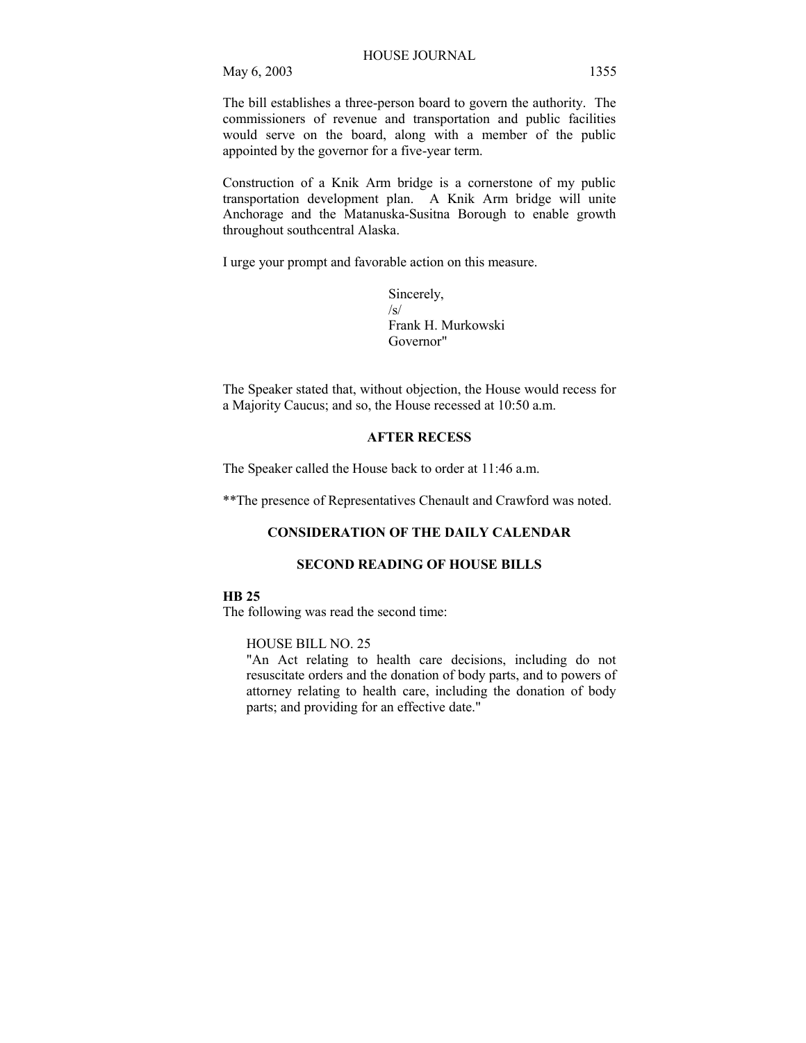The bill establishes a three-person board to govern the authority. The commissioners of revenue and transportation and public facilities would serve on the board, along with a member of the public appointed by the governor for a five-year term.

Construction of a Knik Arm bridge is a cornerstone of my public transportation development plan. A Knik Arm bridge will unite Anchorage and the Matanuska-Susitna Borough to enable growth throughout southcentral Alaska.

I urge your prompt and favorable action on this measure.

Sincerely,
/s/
Frank H. Murkowski
Governor"

The Speaker stated that, without objection, the House would recess for a Majority Caucus; and so, the House recessed at 10:50 a.m.

**AFTER RECESS**

The Speaker called the House back to order at 11:46 a.m.

**The presence of Representatives Chenault and Crawford was noted.

**CONSIDERATION OF THE DAILY CALENDAR**

**SECOND READING OF HOUSE BILLS**

**HB 25**
The following was read the second time:

HOUSE BILL NO. 25
"An Act relating to health care decisions, including do not resuscitate orders and the donation of body parts, and to powers of attorney relating to health care, including the donation of body parts; and providing for an effective date."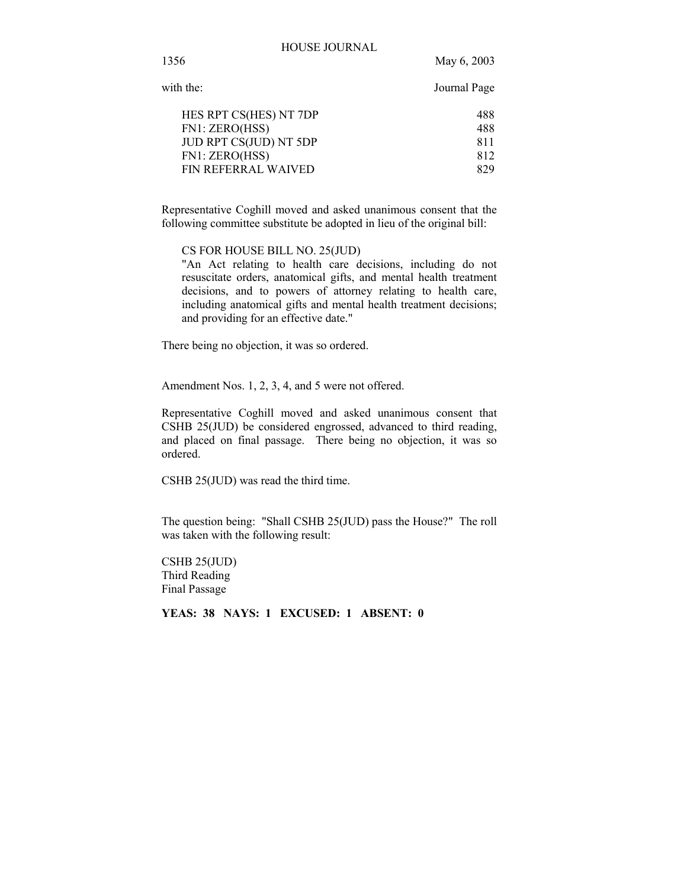with the: Journal Page

| | |
|---|---|
| HES RPT CS(HES) NT 7DP | 488 |
| FN1: ZERO(HSS) | 488 |
| JUD RPT CS(JUD) NT 5DP | 811 |
| FN1: ZERO(HSS) | 812 |
| FIN REFERRAL WAIVED | 829 |

Representative Coghill moved and asked unanimous consent that the following committee substitute be adopted in lieu of the original bill:

> CS FOR HOUSE BILL NO. 25(JUD)
> "An Act relating to health care decisions, including do not resuscitate orders, anatomical gifts, and mental health treatment decisions, and to powers of attorney relating to health care, including anatomical gifts and mental health treatment decisions; and providing for an effective date."

There being no objection, it was so ordered.

Amendment Nos. 1, 2, 3, 4, and 5 were not offered.

Representative Coghill moved and asked unanimous consent that CSHB 25(JUD) be considered engrossed, advanced to third reading, and placed on final passage. There being no objection, it was so ordered.

CSHB 25(JUD) was read the third time.

The question being: "Shall CSHB 25(JUD) pass the House?" The roll was taken with the following result:

CSHB 25(JUD)
Third Reading
Final Passage

**YEAS: 38 NAYS: 1 EXCUSED: 1 ABSENT: 0**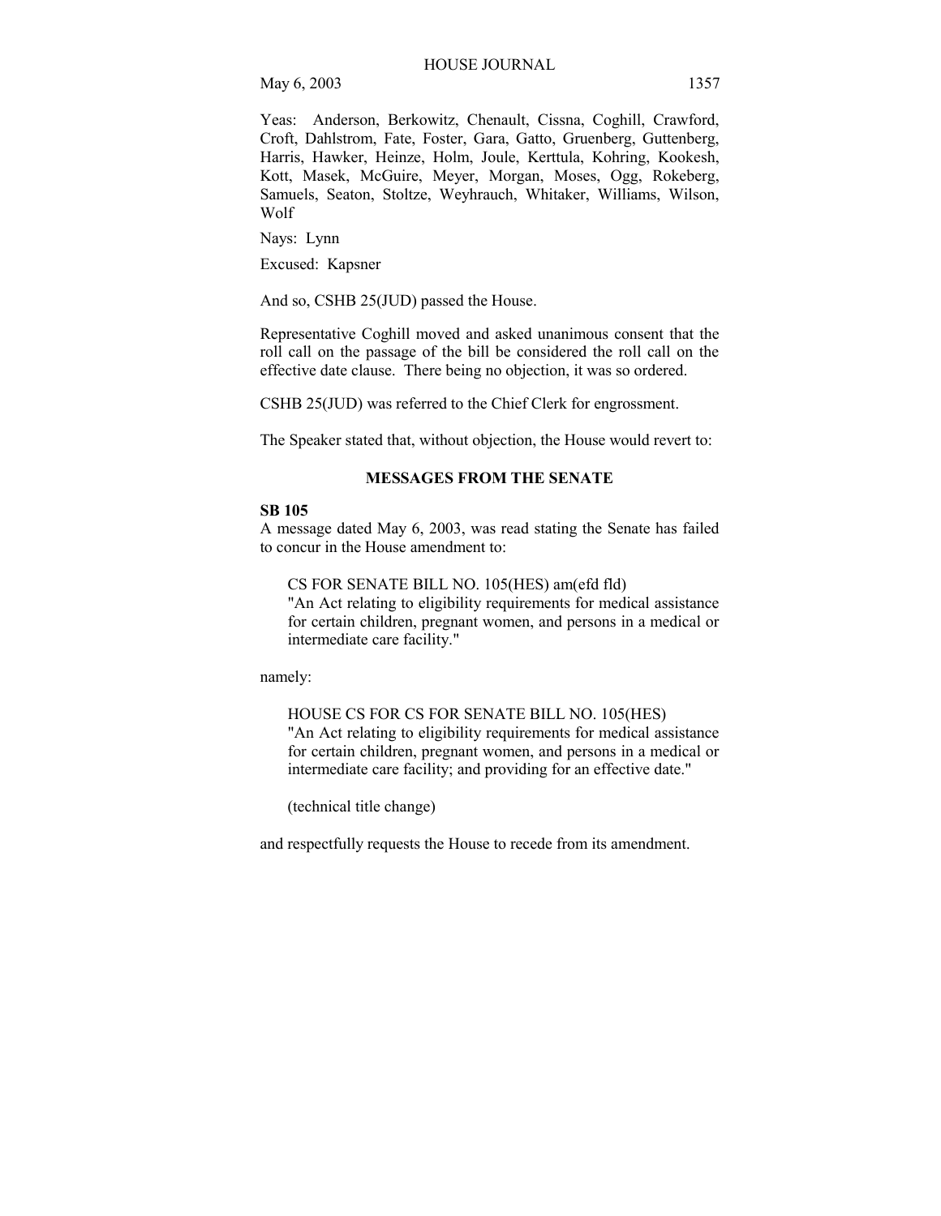Yeas: Anderson, Berkowitz, Chenault, Cissna, Coghill, Crawford, Croft, Dahlstrom, Fate, Foster, Gara, Gatto, Gruenberg, Guttenberg, Harris, Hawker, Heinze, Holm, Joule, Kerttula, Kohring, Kookesh, Kott, Masek, McGuire, Meyer, Morgan, Moses, Ogg, Rokeberg, Samuels, Seaton, Stoltze, Weyhrauch, Whitaker, Williams, Wilson, Wolf

Nays: Lynn

Excused: Kapsner

And so, CSHB 25(JUD) passed the House.

Representative Coghill moved and asked unanimous consent that the roll call on the passage of the bill be considered the roll call on the effective date clause. There being no objection, it was so ordered.

CSHB 25(JUD) was referred to the Chief Clerk for engrossment.

The Speaker stated that, without objection, the House would revert to:

## MESSAGES FROM THE SENATE

**SB 105**
A message dated May 6, 2003, was read stating the Senate has failed to concur in the House amendment to:

> CS FOR SENATE BILL NO. 105(HES) am(efd fld)
> "An Act relating to eligibility requirements for medical assistance for certain children, pregnant women, and persons in a medical or intermediate care facility."

namely:

> HOUSE CS FOR CS FOR SENATE BILL NO. 105(HES)
> "An Act relating to eligibility requirements for medical assistance for certain children, pregnant women, and persons in a medical or intermediate care facility; and providing for an effective date."
>
> (technical title change)

and respectfully requests the House to recede from its amendment.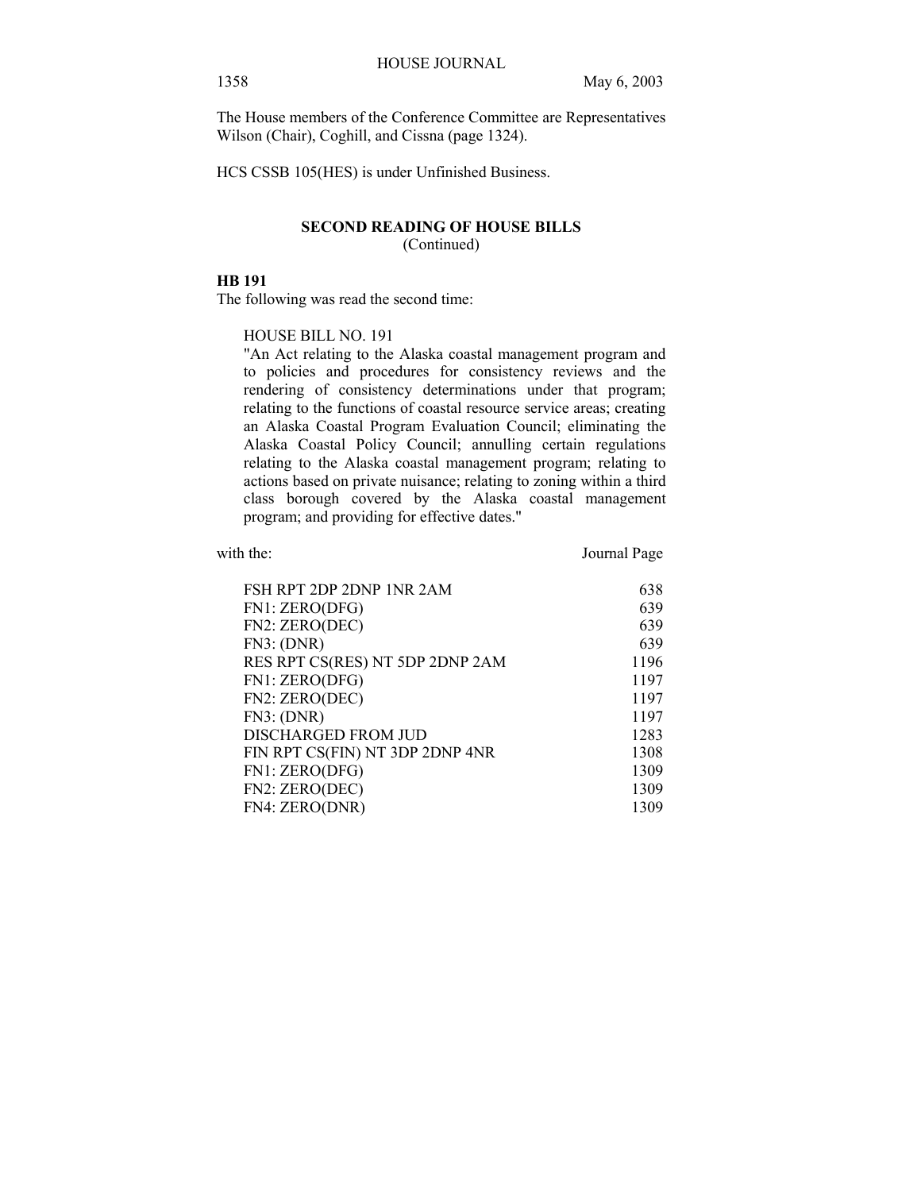The House members of the Conference Committee are Representatives Wilson (Chair), Coghill, and Cissna (page 1324).

HCS CSSB 105(HES) is under Unfinished Business.

## SECOND READING OF HOUSE BILLS
(Continued)

**HB 191**

The following was read the second time:

HOUSE BILL NO. 191

"An Act relating to the Alaska coastal management program and to policies and procedures for consistency reviews and the rendering of consistency determinations under that program; relating to the functions of coastal resource service areas; creating an Alaska Coastal Program Evaluation Council; eliminating the Alaska Coastal Policy Council; annulling certain regulations relating to the Alaska coastal management program; relating to actions based on private nuisance; relating to zoning within a third class borough covered by the Alaska coastal management program; and providing for effective dates."

| with the: | Journal Page |
|---|---|
| FSH RPT 2DP 2DNP 1NR 2AM | 638 |
| FN1: ZERO(DFG) | 639 |
| FN2: ZERO(DEC) | 639 |
| FN3: (DNR) | 639 |
| RES RPT CS(RES) NT 5DP 2DNP 2AM | 1196 |
| FN1: ZERO(DFG) | 1197 |
| FN2: ZERO(DEC) | 1197 |
| FN3: (DNR) | 1197 |
| DISCHARGED FROM JUD | 1283 |
| FIN RPT CS(FIN) NT 3DP 2DNP 4NR | 1308 |
| FN1: ZERO(DFG) | 1309 |
| FN2: ZERO(DEC) | 1309 |
| FN4: ZERO(DNR) | 1309 |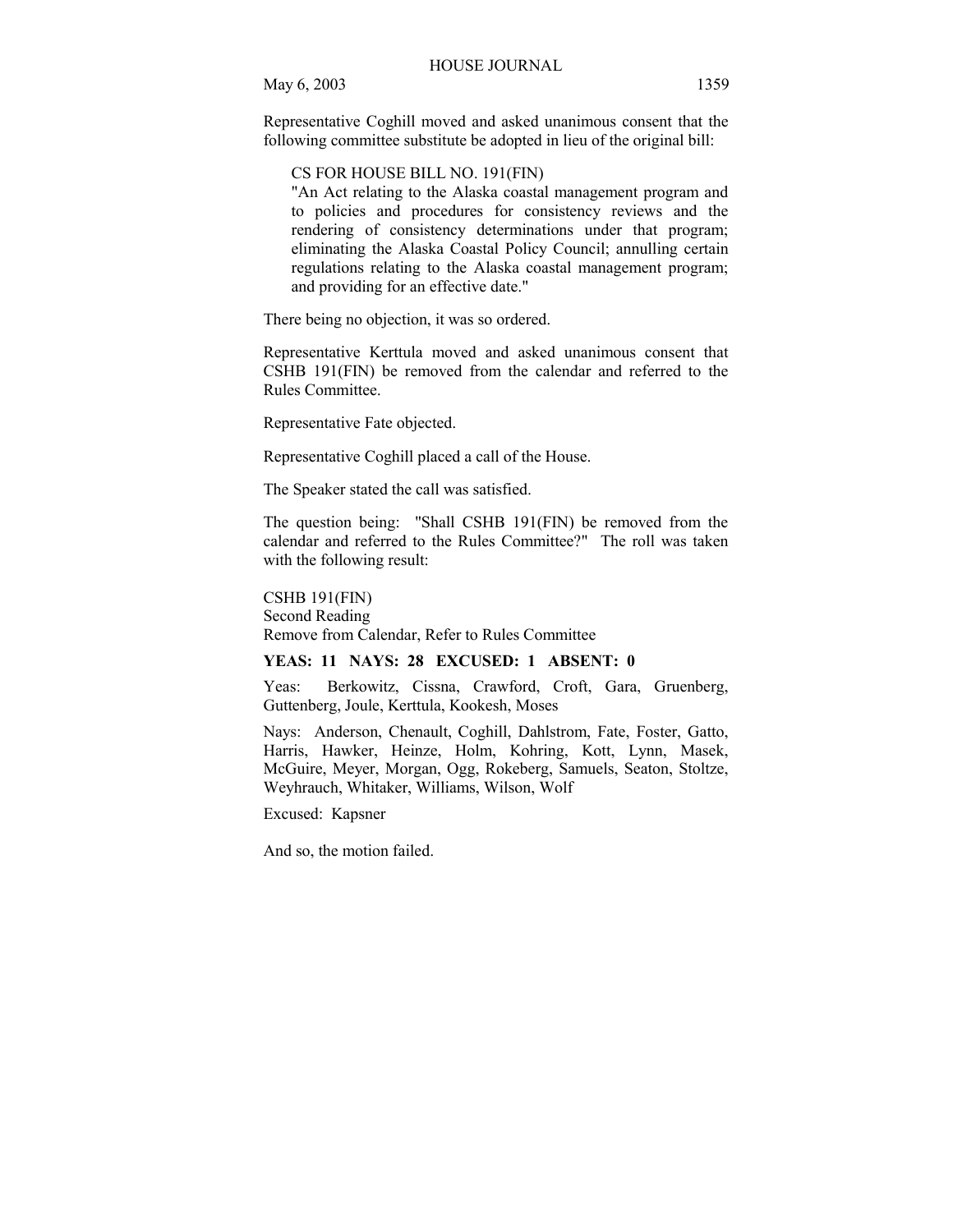Representative Coghill moved and asked unanimous consent that the following committee substitute be adopted in lieu of the original bill:

> CS FOR HOUSE BILL NO. 191(FIN)
> "An Act relating to the Alaska coastal management program and to policies and procedures for consistency reviews and the rendering of consistency determinations under that program; eliminating the Alaska Coastal Policy Council; annulling certain regulations relating to the Alaska coastal management program; and providing for an effective date."

There being no objection, it was so ordered.

Representative Kerttula moved and asked unanimous consent that CSHB 191(FIN) be removed from the calendar and referred to the Rules Committee.

Representative Fate objected.

Representative Coghill placed a call of the House.

The Speaker stated the call was satisfied.

The question being: "Shall CSHB 191(FIN) be removed from the calendar and referred to the Rules Committee?" The roll was taken with the following result:

CSHB 191(FIN)
Second Reading
Remove from Calendar, Refer to Rules Committee

**YEAS: 11 NAYS: 28 EXCUSED: 1 ABSENT: 0**

Yeas: Berkowitz, Cissna, Crawford, Croft, Gara, Gruenberg, Guttenberg, Joule, Kerttula, Kookesh, Moses

Nays: Anderson, Chenault, Coghill, Dahlstrom, Fate, Foster, Gatto, Harris, Hawker, Heinze, Holm, Kohring, Kott, Lynn, Masek, McGuire, Meyer, Morgan, Ogg, Rokeberg, Samuels, Seaton, Stoltze, Weyhrauch, Whitaker, Williams, Wilson, Wolf

Excused: Kapsner

And so, the motion failed.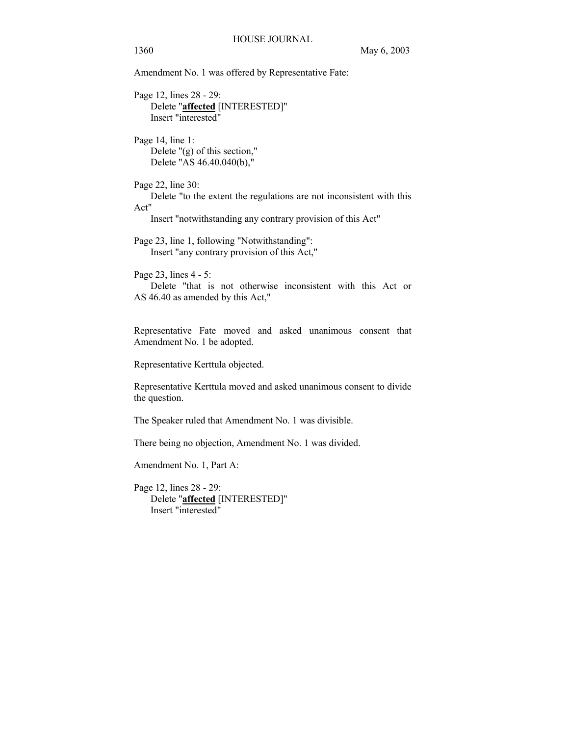Amendment No. 1 was offered by Representative Fate:

Page 12, lines 28 - 29:
    Delete "**affected** [INTERESTED]"
    Insert "interested"

Page 14, line 1:
    Delete "(g) of this section,"
    Delete "AS 46.40.040(b),"

Page 22, line 30:
    Delete "to the extent the regulations are not inconsistent with this Act"
    Insert "notwithstanding any contrary provision of this Act"

Page 23, line 1, following "Notwithstanding":
    Insert "any contrary provision of this Act,"

Page 23, lines 4 - 5:
    Delete "that is not otherwise inconsistent with this Act or AS 46.40 as amended by this Act,"

Representative Fate moved and asked unanimous consent that Amendment No. 1 be adopted.

Representative Kerttula objected.

Representative Kerttula moved and asked unanimous consent to divide the question.

The Speaker ruled that Amendment No. 1 was divisible.

There being no objection, Amendment No. 1 was divided.

Amendment No. 1, Part A:

Page 12, lines 28 - 29:
    Delete "**affected** [INTERESTED]"
    Insert "interested"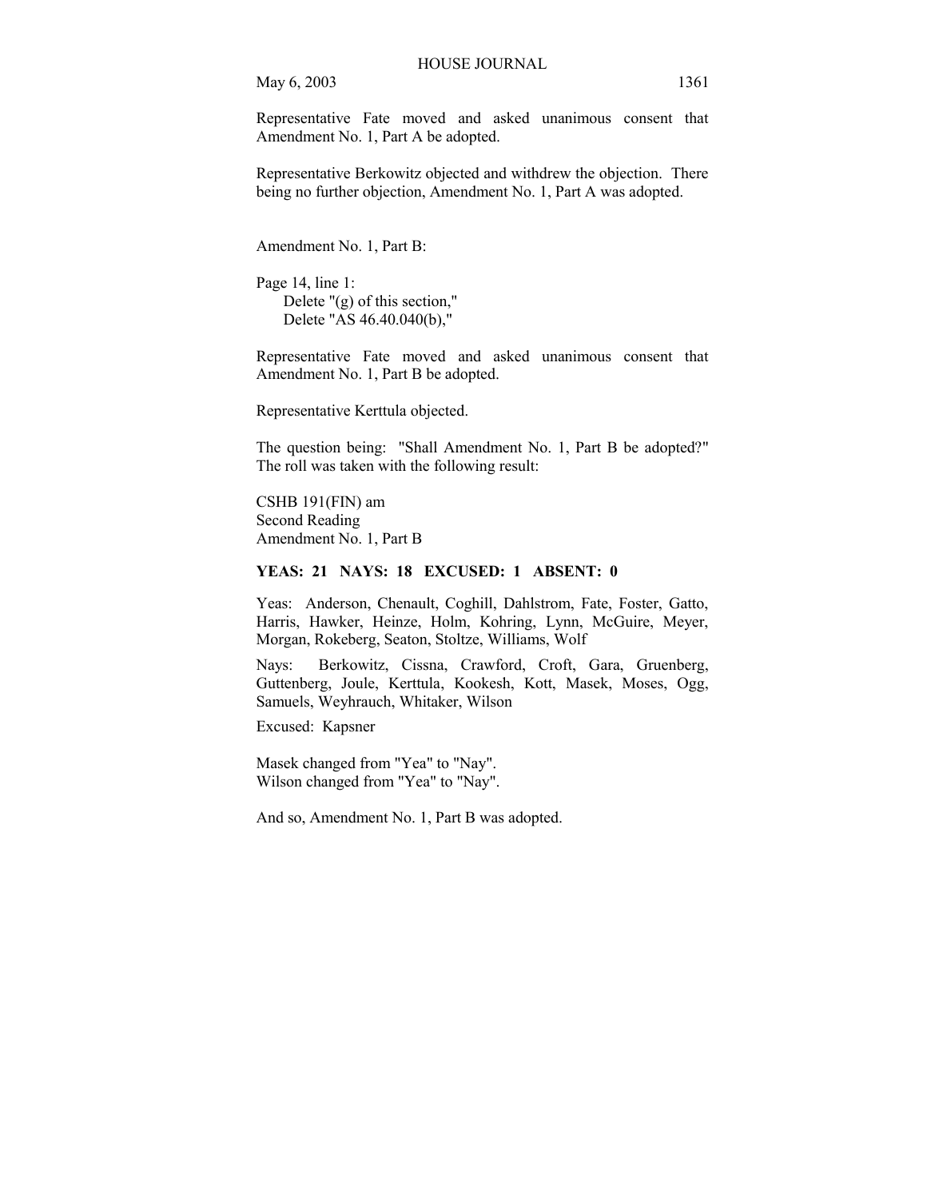Representative Fate moved and asked unanimous consent that Amendment No. 1, Part A be adopted.

Representative Berkowitz objected and withdrew the objection. There being no further objection, Amendment No. 1, Part A was adopted.

Amendment No. 1, Part B:

Page 14, line 1:
 Delete "(g) of this section,"
 Delete "AS 46.40.040(b),"

Representative Fate moved and asked unanimous consent that Amendment No. 1, Part B be adopted.

Representative Kerttula objected.

The question being: "Shall Amendment No. 1, Part B be adopted?" The roll was taken with the following result:

CSHB 191(FIN) am
Second Reading
Amendment No. 1, Part B

**YEAS: 21 NAYS: 18 EXCUSED: 1 ABSENT: 0**

Yeas: Anderson, Chenault, Coghill, Dahlstrom, Fate, Foster, Gatto, Harris, Hawker, Heinze, Holm, Kohring, Lynn, McGuire, Meyer, Morgan, Rokeberg, Seaton, Stoltze, Williams, Wolf

Nays: Berkowitz, Cissna, Crawford, Croft, Gara, Gruenberg, Guttenberg, Joule, Kerttula, Kookesh, Kott, Masek, Moses, Ogg, Samuels, Weyhrauch, Whitaker, Wilson

Excused: Kapsner

Masek changed from "Yea" to "Nay".
Wilson changed from "Yea" to "Nay".

And so, Amendment No. 1, Part B was adopted.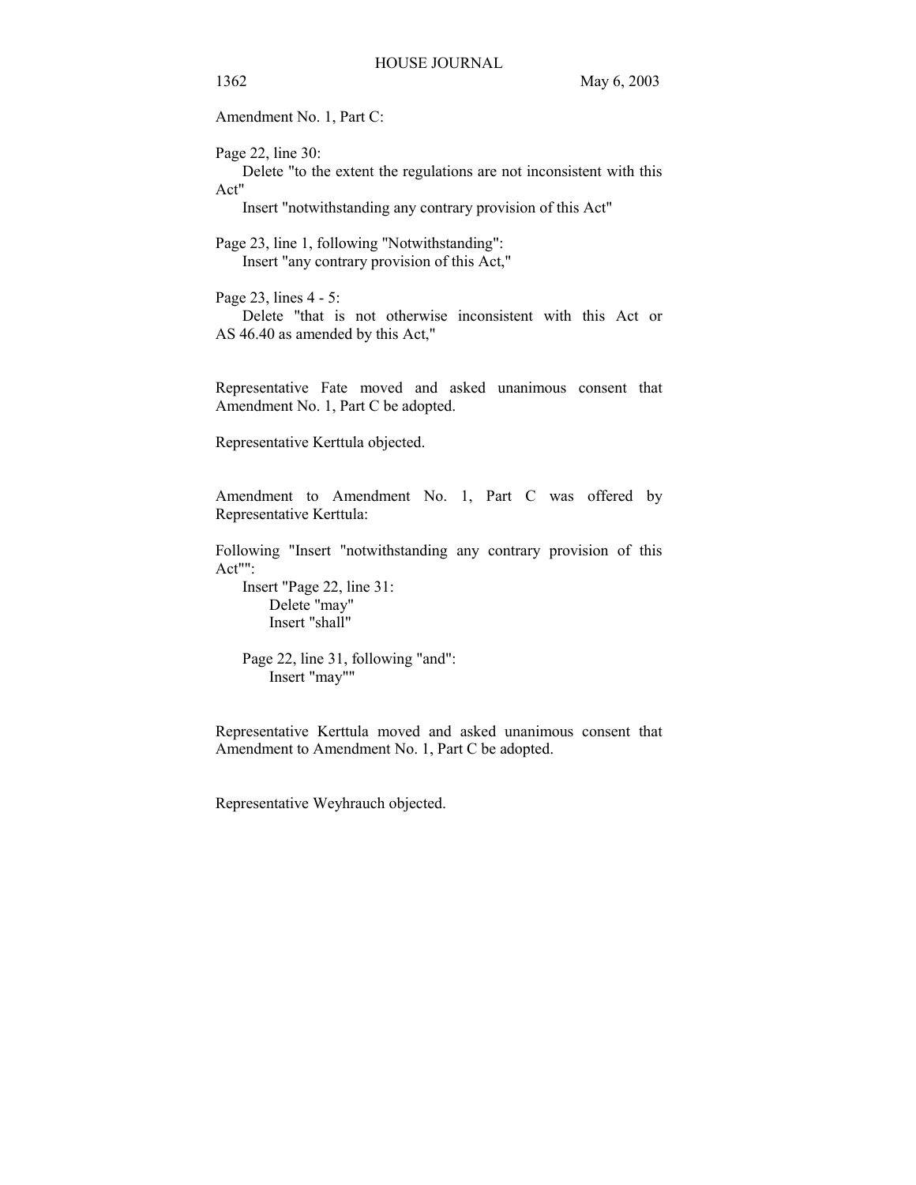Amendment No. 1, Part C:

Page 22, line 30:
Delete "to the extent the regulations are not inconsistent with this Act"
Insert "notwithstanding any contrary provision of this Act"

Page 23, line 1, following "Notwithstanding":
Insert "any contrary provision of this Act,"

Page 23, lines 4 - 5:
Delete "that is not otherwise inconsistent with this Act or AS 46.40 as amended by this Act,"

Representative Fate moved and asked unanimous consent that Amendment No. 1, Part C be adopted.

Representative Kerttula objected.

Amendment to Amendment No. 1, Part C was offered by Representative Kerttula:

Following "Insert "notwithstanding any contrary provision of this Act"":
Insert "Page 22, line 31:
Delete "may"
Insert "shall"

Page 22, line 31, following "and":
Insert "may""

Representative Kerttula moved and asked unanimous consent that Amendment to Amendment No. 1, Part C be adopted.

Representative Weyhrauch objected.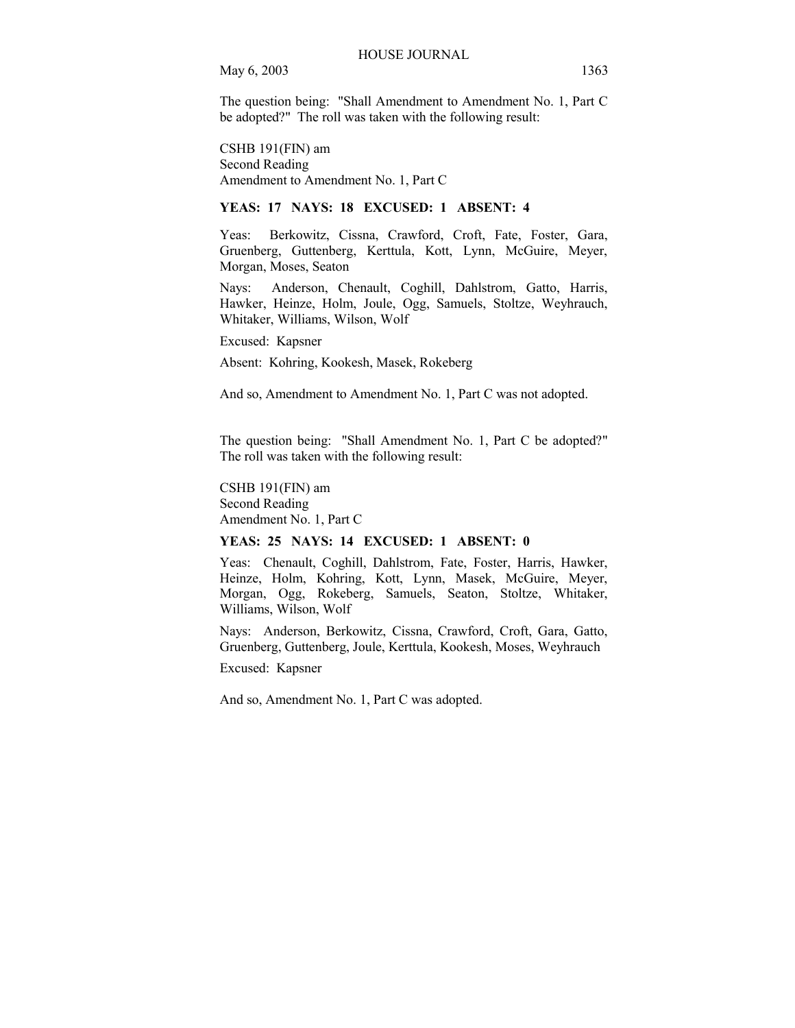The question being: "Shall Amendment to Amendment No. 1, Part C be adopted?" The roll was taken with the following result:

CSHB 191(FIN) am
Second Reading
Amendment to Amendment No. 1, Part C

**YEAS: 17 NAYS: 18 EXCUSED: 1 ABSENT: 4**

Yeas: Berkowitz, Cissna, Crawford, Croft, Fate, Foster, Gara, Gruenberg, Guttenberg, Kerttula, Kott, Lynn, McGuire, Meyer, Morgan, Moses, Seaton

Nays: Anderson, Chenault, Coghill, Dahlstrom, Gatto, Harris, Hawker, Heinze, Holm, Joule, Ogg, Samuels, Stoltze, Weyhrauch, Whitaker, Williams, Wilson, Wolf

Excused: Kapsner

Absent: Kohring, Kookesh, Masek, Rokeberg

And so, Amendment to Amendment No. 1, Part C was not adopted.

The question being: "Shall Amendment No. 1, Part C be adopted?" The roll was taken with the following result:

CSHB 191(FIN) am
Second Reading
Amendment No. 1, Part C

**YEAS: 25 NAYS: 14 EXCUSED: 1 ABSENT: 0**

Yeas: Chenault, Coghill, Dahlstrom, Fate, Foster, Harris, Hawker, Heinze, Holm, Kohring, Kott, Lynn, Masek, McGuire, Meyer, Morgan, Ogg, Rokeberg, Samuels, Seaton, Stoltze, Whitaker, Williams, Wilson, Wolf

Nays: Anderson, Berkowitz, Cissna, Crawford, Croft, Gara, Gatto, Gruenberg, Guttenberg, Joule, Kerttula, Kookesh, Moses, Weyhrauch

Excused: Kapsner

And so, Amendment No. 1, Part C was adopted.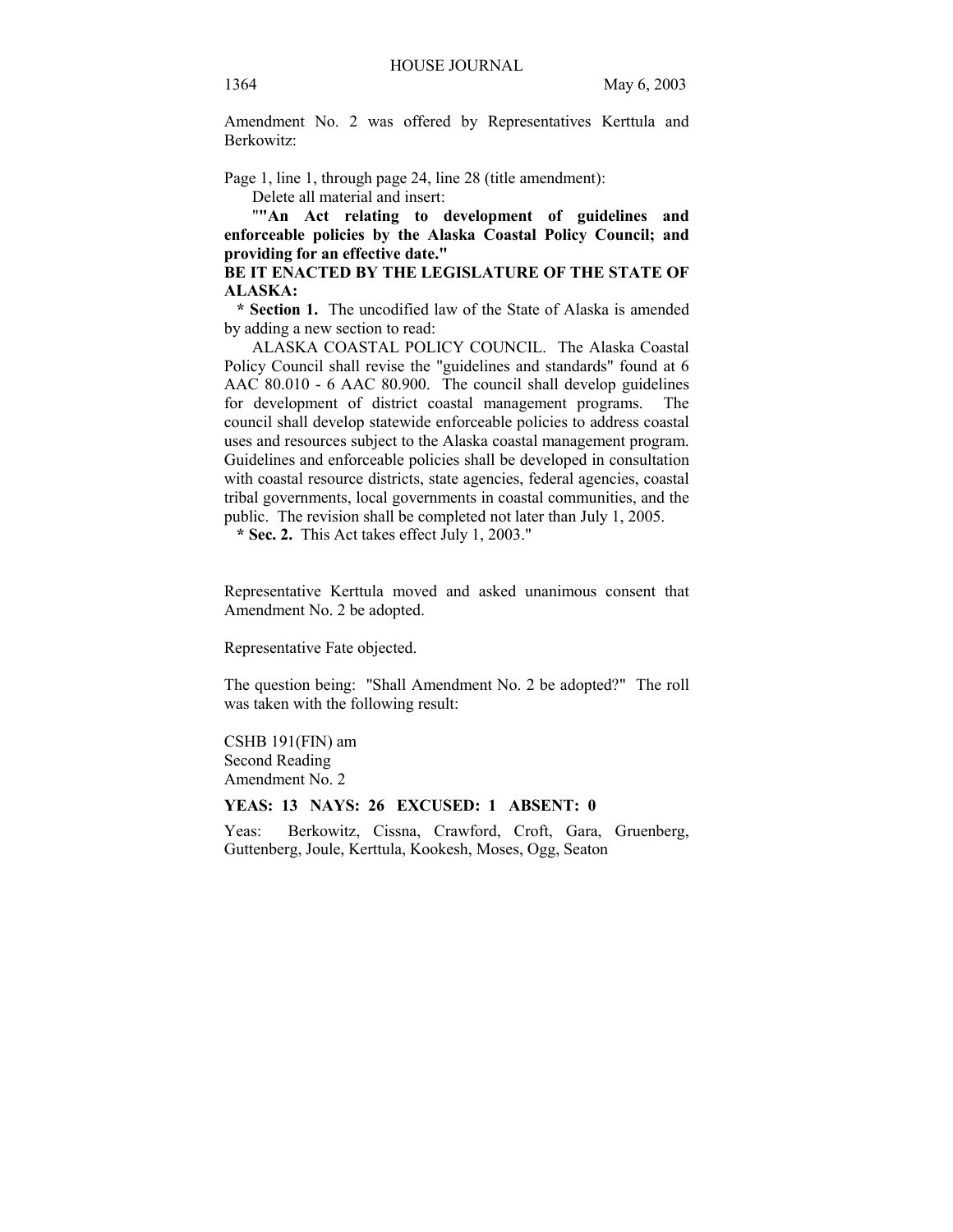Amendment No. 2 was offered by Representatives Kerttula and Berkowitz:

Page 1, line 1, through page 24, line 28 (title amendment):

Delete all material and insert:

"**"An Act relating to development of guidelines and enforceable policies by the Alaska Coastal Policy Council; and providing for an effective date."**

**BE IT ENACTED BY THE LEGISLATURE OF THE STATE OF ALASKA:**

**\* Section 1.** The uncodified law of the State of Alaska is amended by adding a new section to read:

ALASKA COASTAL POLICY COUNCIL. The Alaska Coastal Policy Council shall revise the "guidelines and standards" found at 6 AAC 80.010 - 6 AAC 80.900. The council shall develop guidelines for development of district coastal management programs. The council shall develop statewide enforceable policies to address coastal uses and resources subject to the Alaska coastal management program. Guidelines and enforceable policies shall be developed in consultation with coastal resource districts, state agencies, federal agencies, coastal tribal governments, local governments in coastal communities, and the public. The revision shall be completed not later than July 1, 2005.

**\* Sec. 2.** This Act takes effect July 1, 2003."

Representative Kerttula moved and asked unanimous consent that Amendment No. 2 be adopted.

Representative Fate objected.

The question being: "Shall Amendment No. 2 be adopted?" The roll was taken with the following result:

CSHB 191(FIN) am
Second Reading
Amendment No. 2

**YEAS: 13 NAYS: 26 EXCUSED: 1 ABSENT: 0**

Yeas: Berkowitz, Cissna, Crawford, Croft, Gara, Gruenberg, Guttenberg, Joule, Kerttula, Kookesh, Moses, Ogg, Seaton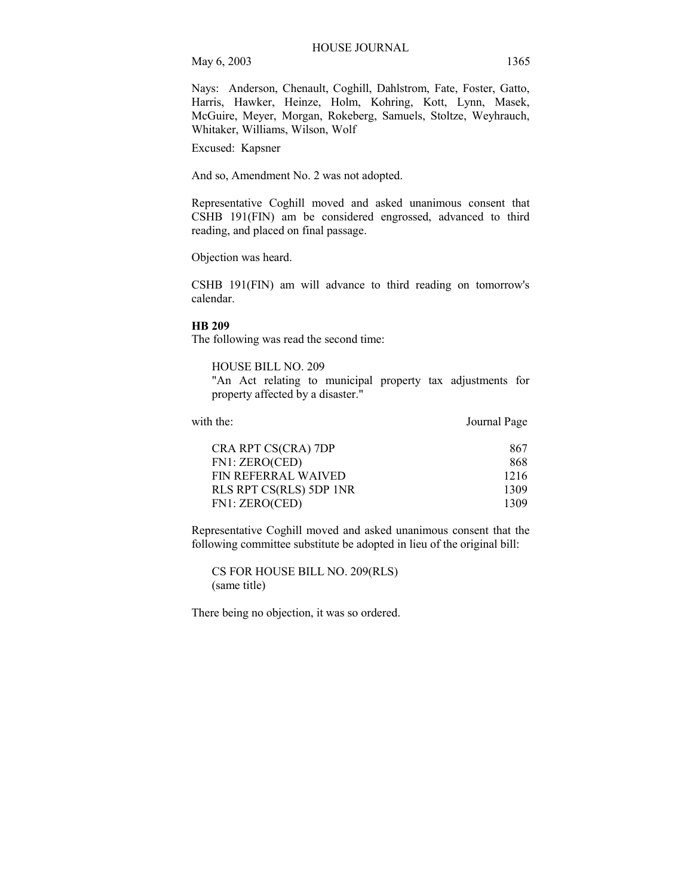Nays:  Anderson, Chenault, Coghill, Dahlstrom, Fate, Foster, Gatto, Harris, Hawker, Heinze, Holm, Kohring, Kott, Lynn, Masek, McGuire, Meyer, Morgan, Rokeberg, Samuels, Stoltze, Weyhrauch, Whitaker, Williams, Wilson, Wolf

Excused:  Kapsner

And so, Amendment No. 2 was not adopted.

Representative Coghill moved and asked unanimous consent that CSHB 191(FIN) am be considered engrossed, advanced to third reading, and placed on final passage.

Objection was heard.

CSHB 191(FIN) am will advance to third reading on tomorrow's calendar.

**HB 209**

The following was read the second time:

HOUSE BILL NO. 209
"An Act relating to municipal property tax adjustments for property affected by a disaster."

| with the: | Journal Page |
|---|---|
| CRA RPT CS(CRA) 7DP | 867 |
| FN1: ZERO(CED) | 868 |
| FIN REFERRAL WAIVED | 1216 |
| RLS RPT CS(RLS) 5DP 1NR | 1309 |
| FN1: ZERO(CED) | 1309 |

Representative Coghill moved and asked unanimous consent that the following committee substitute be adopted in lieu of the original bill:

CS FOR HOUSE BILL NO. 209(RLS)
(same title)

There being no objection, it was so ordered.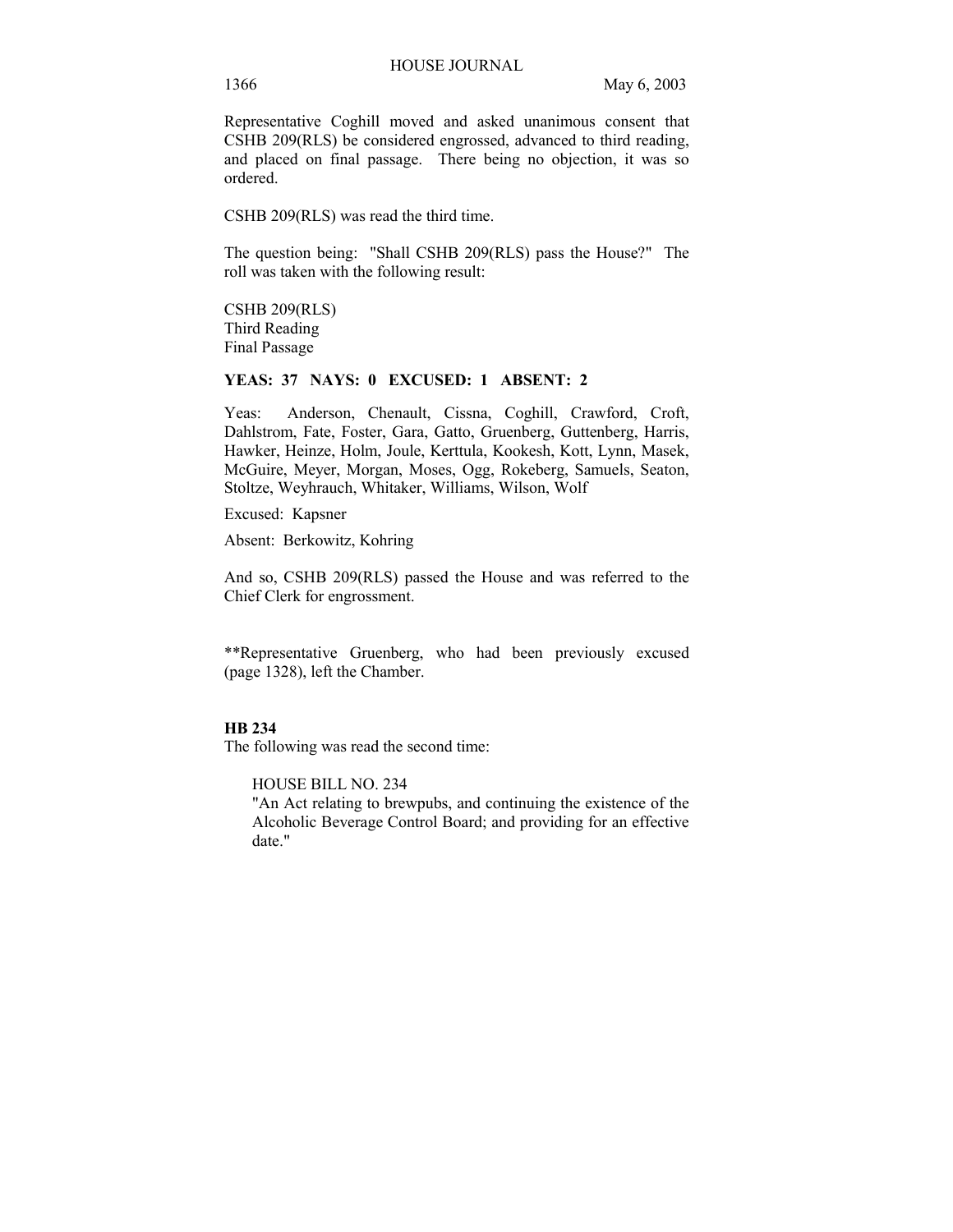Representative Coghill moved and asked unanimous consent that CSHB 209(RLS) be considered engrossed, advanced to third reading, and placed on final passage. There being no objection, it was so ordered.

CSHB 209(RLS) was read the third time.

The question being: "Shall CSHB 209(RLS) pass the House?" The roll was taken with the following result:

CSHB 209(RLS)
Third Reading
Final Passage

**YEAS: 37 NAYS: 0 EXCUSED: 1 ABSENT: 2**

Yeas: Anderson, Chenault, Cissna, Coghill, Crawford, Croft, Dahlstrom, Fate, Foster, Gara, Gatto, Gruenberg, Guttenberg, Harris, Hawker, Heinze, Holm, Joule, Kerttula, Kookesh, Kott, Lynn, Masek, McGuire, Meyer, Morgan, Moses, Ogg, Rokeberg, Samuels, Seaton, Stoltze, Weyhrauch, Whitaker, Williams, Wilson, Wolf

Excused: Kapsner

Absent: Berkowitz, Kohring

And so, CSHB 209(RLS) passed the House and was referred to the Chief Clerk for engrossment.

**Representative Gruenberg, who had been previously excused (page 1328), left the Chamber.

**HB 234**

The following was read the second time:

HOUSE BILL NO. 234
"An Act relating to brewpubs, and continuing the existence of the Alcoholic Beverage Control Board; and providing for an effective date."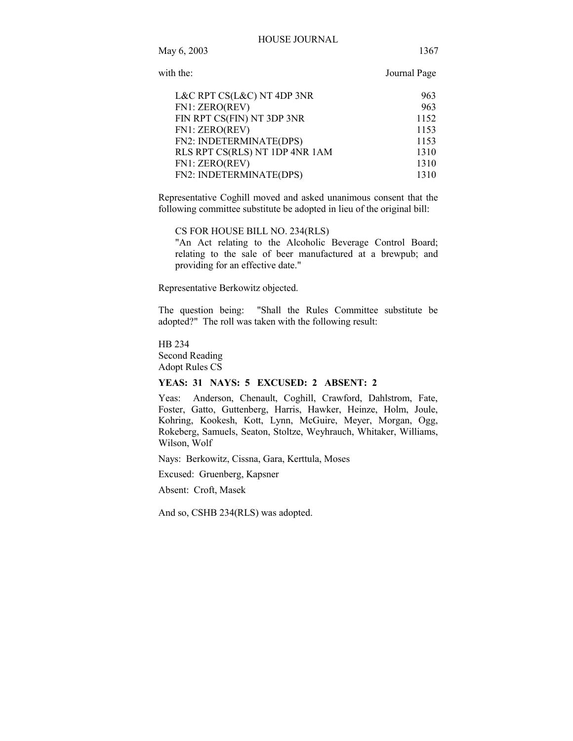with the: Journal Page

| | |
|---|---|
| L&C RPT CS(L&C) NT 4DP 3NR | 963 |
| FN1: ZERO(REV) | 963 |
| FIN RPT CS(FIN) NT 3DP 3NR | 1152 |
| FN1: ZERO(REV) | 1153 |
| FN2: INDETERMINATE(DPS) | 1153 |
| RLS RPT CS(RLS) NT 1DP 4NR 1AM | 1310 |
| FN1: ZERO(REV) | 1310 |
| FN2: INDETERMINATE(DPS) | 1310 |

Representative Coghill moved and asked unanimous consent that the following committee substitute be adopted in lieu of the original bill:

CS FOR HOUSE BILL NO. 234(RLS)
"An Act relating to the Alcoholic Beverage Control Board; relating to the sale of beer manufactured at a brewpub; and providing for an effective date."

Representative Berkowitz objected.

The question being: "Shall the Rules Committee substitute be adopted?" The roll was taken with the following result:

HB 234
Second Reading
Adopt Rules CS

**YEAS: 31 NAYS: 5 EXCUSED: 2 ABSENT: 2**

Yeas: Anderson, Chenault, Coghill, Crawford, Dahlstrom, Fate, Foster, Gatto, Guttenberg, Harris, Hawker, Heinze, Holm, Joule, Kohring, Kookesh, Kott, Lynn, McGuire, Meyer, Morgan, Ogg, Rokeberg, Samuels, Seaton, Stoltze, Weyhrauch, Whitaker, Williams, Wilson, Wolf

Nays: Berkowitz, Cissna, Gara, Kerttula, Moses

Excused: Gruenberg, Kapsner

Absent: Croft, Masek

And so, CSHB 234(RLS) was adopted.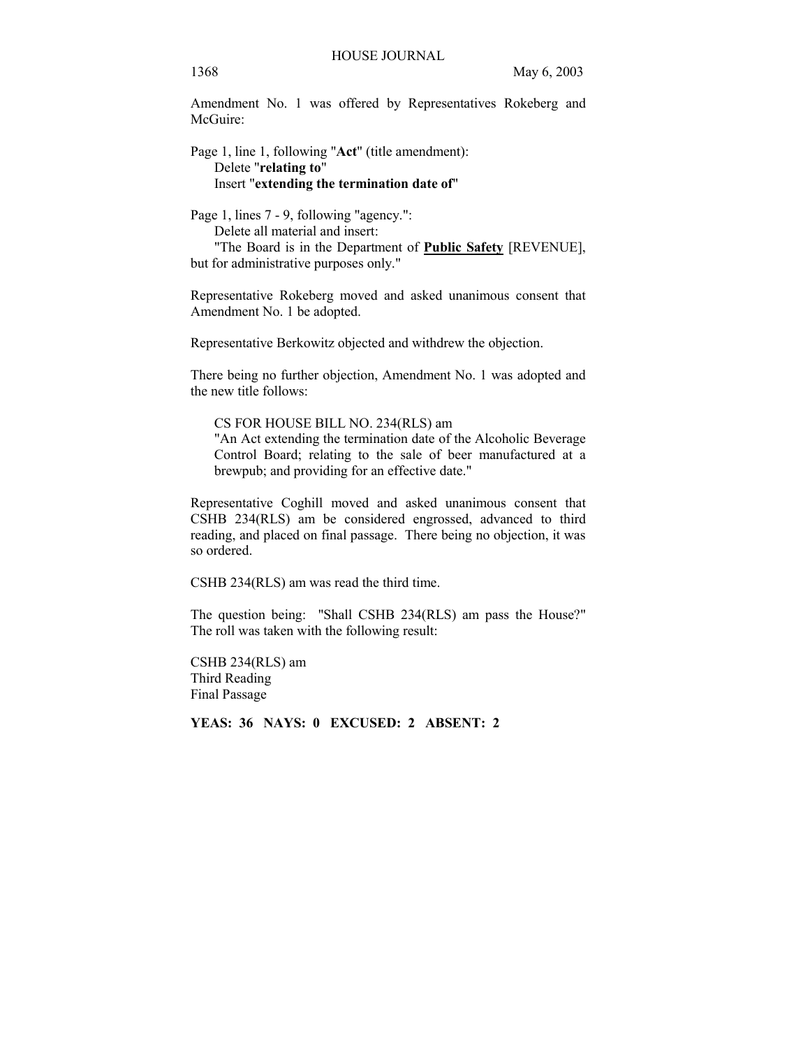Amendment No. 1 was offered by Representatives Rokeberg and McGuire:

Page 1, line 1, following "**Act**" (title amendment):
Delete "**relating to**"
Insert "**extending the termination date of**"

Page 1, lines 7 - 9, following "agency.":
Delete all material and insert:
"The Board is in the Department of **<u>Public Safety</u>** [REVENUE], but for administrative purposes only."

Representative Rokeberg moved and asked unanimous consent that Amendment No. 1 be adopted.

Representative Berkowitz objected and withdrew the objection.

There being no further objection, Amendment No. 1 was adopted and the new title follows:

CS FOR HOUSE BILL NO. 234(RLS) am
"An Act extending the termination date of the Alcoholic Beverage Control Board; relating to the sale of beer manufactured at a brewpub; and providing for an effective date."

Representative Coghill moved and asked unanimous consent that CSHB 234(RLS) am be considered engrossed, advanced to third reading, and placed on final passage. There being no objection, it was so ordered.

CSHB 234(RLS) am was read the third time.

The question being: "Shall CSHB 234(RLS) am pass the House?" The roll was taken with the following result:

CSHB 234(RLS) am
Third Reading
Final Passage

**YEAS: 36 NAYS: 0 EXCUSED: 2 ABSENT: 2**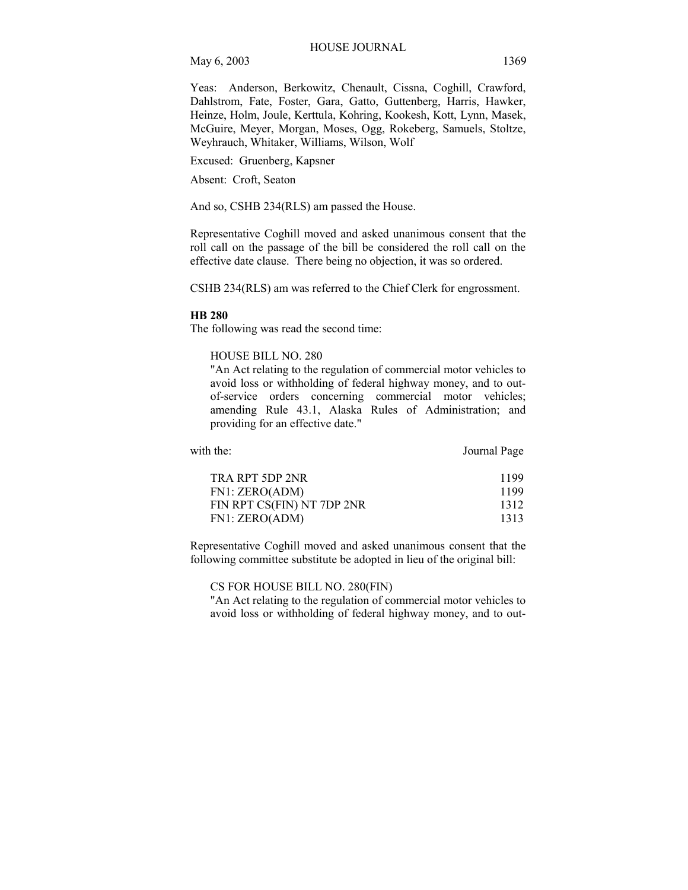Yeas: Anderson, Berkowitz, Chenault, Cissna, Coghill, Crawford, Dahlstrom, Fate, Foster, Gara, Gatto, Guttenberg, Harris, Hawker, Heinze, Holm, Joule, Kerttula, Kohring, Kookesh, Kott, Lynn, Masek, McGuire, Meyer, Morgan, Moses, Ogg, Rokeberg, Samuels, Stoltze, Weyhrauch, Whitaker, Williams, Wilson, Wolf

Excused: Gruenberg, Kapsner

Absent: Croft, Seaton

And so, CSHB 234(RLS) am passed the House.

Representative Coghill moved and asked unanimous consent that the roll call on the passage of the bill be considered the roll call on the effective date clause. There being no objection, it was so ordered.

CSHB 234(RLS) am was referred to the Chief Clerk for engrossment.

**HB 280**

The following was read the second time:

HOUSE BILL NO. 280
"An Act relating to the regulation of commercial motor vehicles to avoid loss or withholding of federal highway money, and to out-of-service orders concerning commercial motor vehicles; amending Rule 43.1, Alaska Rules of Administration; and providing for an effective date."

| with the: | Journal Page |
|---|---|
| TRA RPT 5DP 2NR | 1199 |
| FN1: ZERO(ADM) | 1199 |
| FIN RPT CS(FIN) NT 7DP 2NR | 1312 |
| FN1: ZERO(ADM) | 1313 |

Representative Coghill moved and asked unanimous consent that the following committee substitute be adopted in lieu of the original bill:

CS FOR HOUSE BILL NO. 280(FIN)
"An Act relating to the regulation of commercial motor vehicles to avoid loss or withholding of federal highway money, and to out-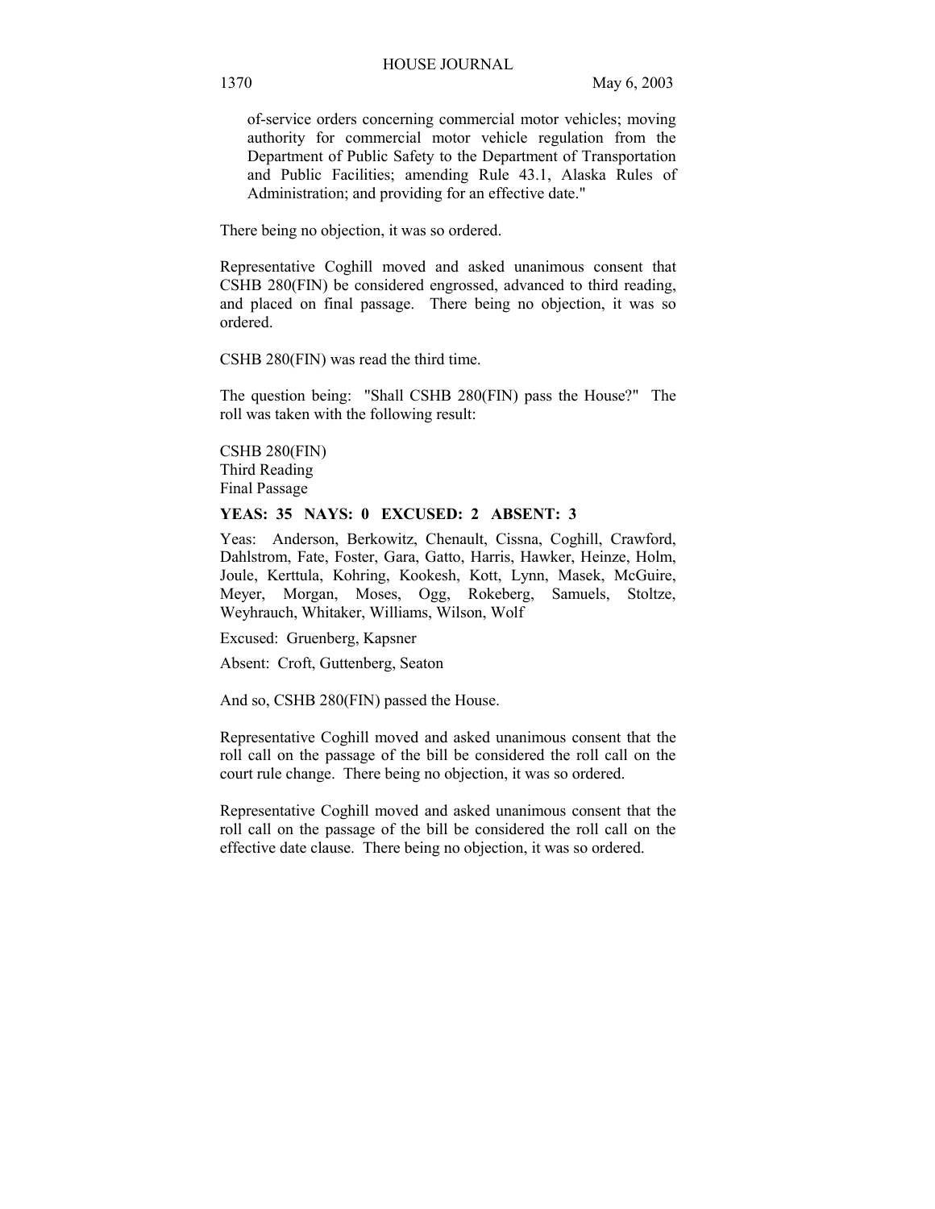of-service orders concerning commercial motor vehicles; moving authority for commercial motor vehicle regulation from the Department of Public Safety to the Department of Transportation and Public Facilities; amending Rule 43.1, Alaska Rules of Administration; and providing for an effective date."

There being no objection, it was so ordered.

Representative Coghill moved and asked unanimous consent that CSHB 280(FIN) be considered engrossed, advanced to third reading, and placed on final passage. There being no objection, it was so ordered.

CSHB 280(FIN) was read the third time.

The question being: "Shall CSHB 280(FIN) pass the House?" The roll was taken with the following result:

CSHB 280(FIN)
Third Reading
Final Passage

**YEAS: 35 NAYS: 0 EXCUSED: 2 ABSENT: 3**

Yeas: Anderson, Berkowitz, Chenault, Cissna, Coghill, Crawford, Dahlstrom, Fate, Foster, Gara, Gatto, Harris, Hawker, Heinze, Holm, Joule, Kerttula, Kohring, Kookesh, Kott, Lynn, Masek, McGuire, Meyer, Morgan, Moses, Ogg, Rokeberg, Samuels, Stoltze, Weyhrauch, Whitaker, Williams, Wilson, Wolf

Excused: Gruenberg, Kapsner

Absent: Croft, Guttenberg, Seaton

And so, CSHB 280(FIN) passed the House.

Representative Coghill moved and asked unanimous consent that the roll call on the passage of the bill be considered the roll call on the court rule change. There being no objection, it was so ordered.

Representative Coghill moved and asked unanimous consent that the roll call on the passage of the bill be considered the roll call on the effective date clause. There being no objection, it was so ordered.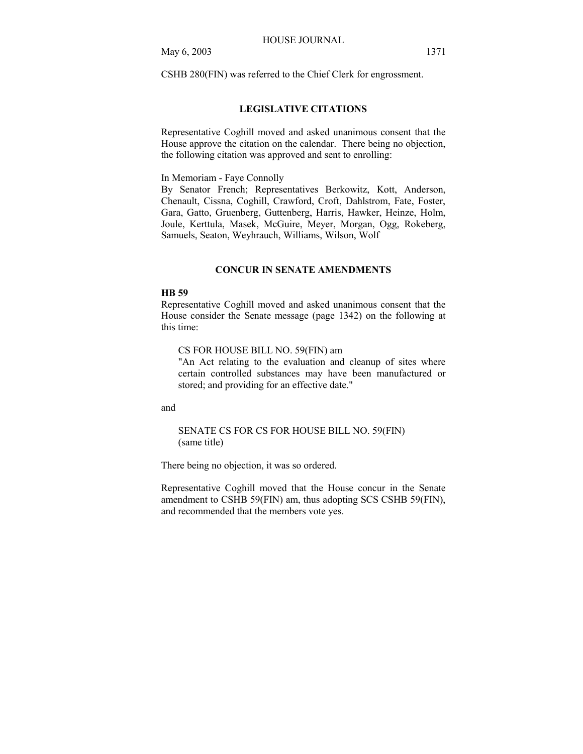CSHB 280(FIN) was referred to the Chief Clerk for engrossment.

## LEGISLATIVE CITATIONS

Representative Coghill moved and asked unanimous consent that the House approve the citation on the calendar. There being no objection, the following citation was approved and sent to enrolling:

In Memoriam - Faye Connolly
By Senator French; Representatives Berkowitz, Kott, Anderson, Chenault, Cissna, Coghill, Crawford, Croft, Dahlstrom, Fate, Foster, Gara, Gatto, Gruenberg, Guttenberg, Harris, Hawker, Heinze, Holm, Joule, Kerttula, Masek, McGuire, Meyer, Morgan, Ogg, Rokeberg, Samuels, Seaton, Weyhrauch, Williams, Wilson, Wolf

## CONCUR IN SENATE AMENDMENTS

**HB 59**
Representative Coghill moved and asked unanimous consent that the House consider the Senate message (page 1342) on the following at this time:

CS FOR HOUSE BILL NO. 59(FIN) am
"An Act relating to the evaluation and cleanup of sites where certain controlled substances may have been manufactured or stored; and providing for an effective date."

and

SENATE CS FOR CS FOR HOUSE BILL NO. 59(FIN)
(same title)

There being no objection, it was so ordered.

Representative Coghill moved that the House concur in the Senate amendment to CSHB 59(FIN) am, thus adopting SCS CSHB 59(FIN), and recommended that the members vote yes.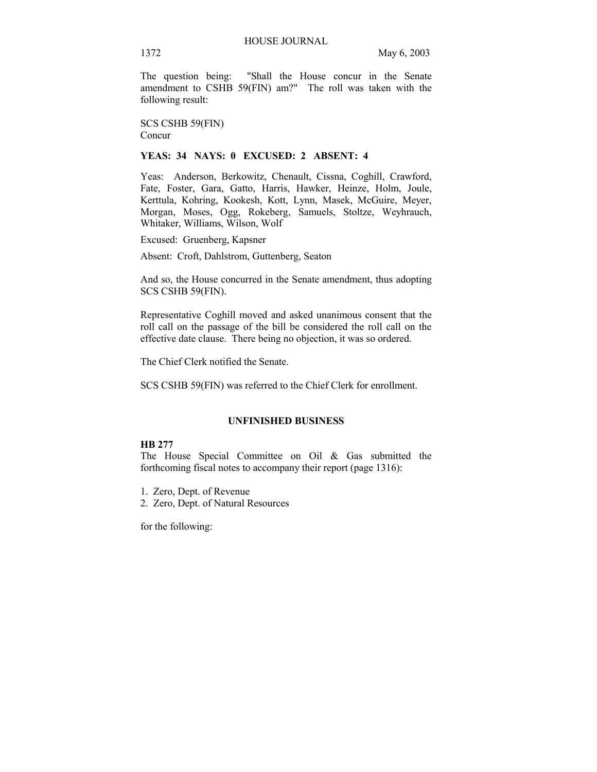The question being: "Shall the House concur in the Senate amendment to CSHB 59(FIN) am?" The roll was taken with the following result:

SCS CSHB 59(FIN)
Concur

**YEAS: 34 NAYS: 0 EXCUSED: 2 ABSENT: 4**

Yeas: Anderson, Berkowitz, Chenault, Cissna, Coghill, Crawford, Fate, Foster, Gara, Gatto, Harris, Hawker, Heinze, Holm, Joule, Kerttula, Kohring, Kookesh, Kott, Lynn, Masek, McGuire, Meyer, Morgan, Moses, Ogg, Rokeberg, Samuels, Stoltze, Weyhrauch, Whitaker, Williams, Wilson, Wolf

Excused: Gruenberg, Kapsner

Absent: Croft, Dahlstrom, Guttenberg, Seaton

And so, the House concurred in the Senate amendment, thus adopting SCS CSHB 59(FIN).

Representative Coghill moved and asked unanimous consent that the roll call on the passage of the bill be considered the roll call on the effective date clause. There being no objection, it was so ordered.

The Chief Clerk notified the Senate.

SCS CSHB 59(FIN) was referred to the Chief Clerk for enrollment.

## UNFINISHED BUSINESS

**HB 277**

The House Special Committee on Oil & Gas submitted the forthcoming fiscal notes to accompany their report (page 1316):

1. Zero, Dept. of Revenue
2. Zero, Dept. of Natural Resources

for the following: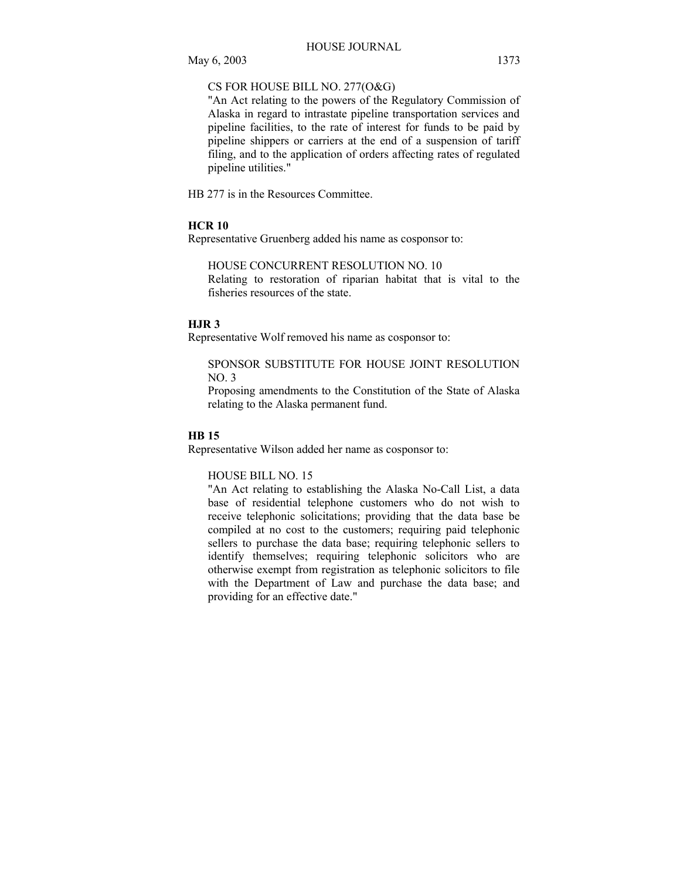CS FOR HOUSE BILL NO. 277(O&G)
"An Act relating to the powers of the Regulatory Commission of Alaska in regard to intrastate pipeline transportation services and pipeline facilities, to the rate of interest for funds to be paid by pipeline shippers or carriers at the end of a suspension of tariff filing, and to the application of orders affecting rates of regulated pipeline utilities."

HB 277 is in the Resources Committee.

**HCR 10**

Representative Gruenberg added his name as cosponsor to:

HOUSE CONCURRENT RESOLUTION NO. 10
Relating to restoration of riparian habitat that is vital to the fisheries resources of the state.

**HJR 3**

Representative Wolf removed his name as cosponsor to:

SPONSOR SUBSTITUTE FOR HOUSE JOINT RESOLUTION NO. 3
Proposing amendments to the Constitution of the State of Alaska relating to the Alaska permanent fund.

**HB 15**

Representative Wilson added her name as cosponsor to:

HOUSE BILL NO. 15
"An Act relating to establishing the Alaska No-Call List, a data base of residential telephone customers who do not wish to receive telephonic solicitations; providing that the data base be compiled at no cost to the customers; requiring paid telephonic sellers to purchase the data base; requiring telephonic sellers to identify themselves; requiring telephonic solicitors who are otherwise exempt from registration as telephonic solicitors to file with the Department of Law and purchase the data base; and providing for an effective date."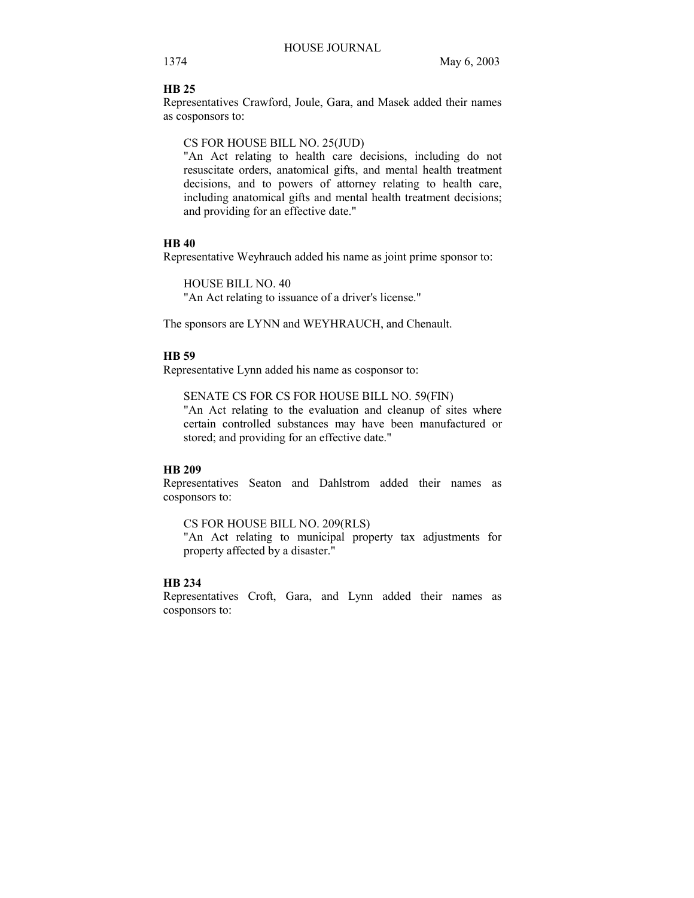**HB 25**

Representatives Crawford, Joule, Gara, and Masek added their names as cosponsors to:

CS FOR HOUSE BILL NO. 25(JUD)
"An Act relating to health care decisions, including do not resuscitate orders, anatomical gifts, and mental health treatment decisions, and to powers of attorney relating to health care, including anatomical gifts and mental health treatment decisions; and providing for an effective date."

**HB 40**

Representative Weyhrauch added his name as joint prime sponsor to:

HOUSE BILL NO. 40
"An Act relating to issuance of a driver's license."

The sponsors are LYNN and WEYHRAUCH, and Chenault.

**HB 59**

Representative Lynn added his name as cosponsor to:

SENATE CS FOR CS FOR HOUSE BILL NO. 59(FIN)
"An Act relating to the evaluation and cleanup of sites where certain controlled substances may have been manufactured or stored; and providing for an effective date."

**HB 209**

Representatives Seaton and Dahlstrom added their names as cosponsors to:

CS FOR HOUSE BILL NO. 209(RLS)
"An Act relating to municipal property tax adjustments for property affected by a disaster."

**HB 234**

Representatives Croft, Gara, and Lynn added their names as cosponsors to: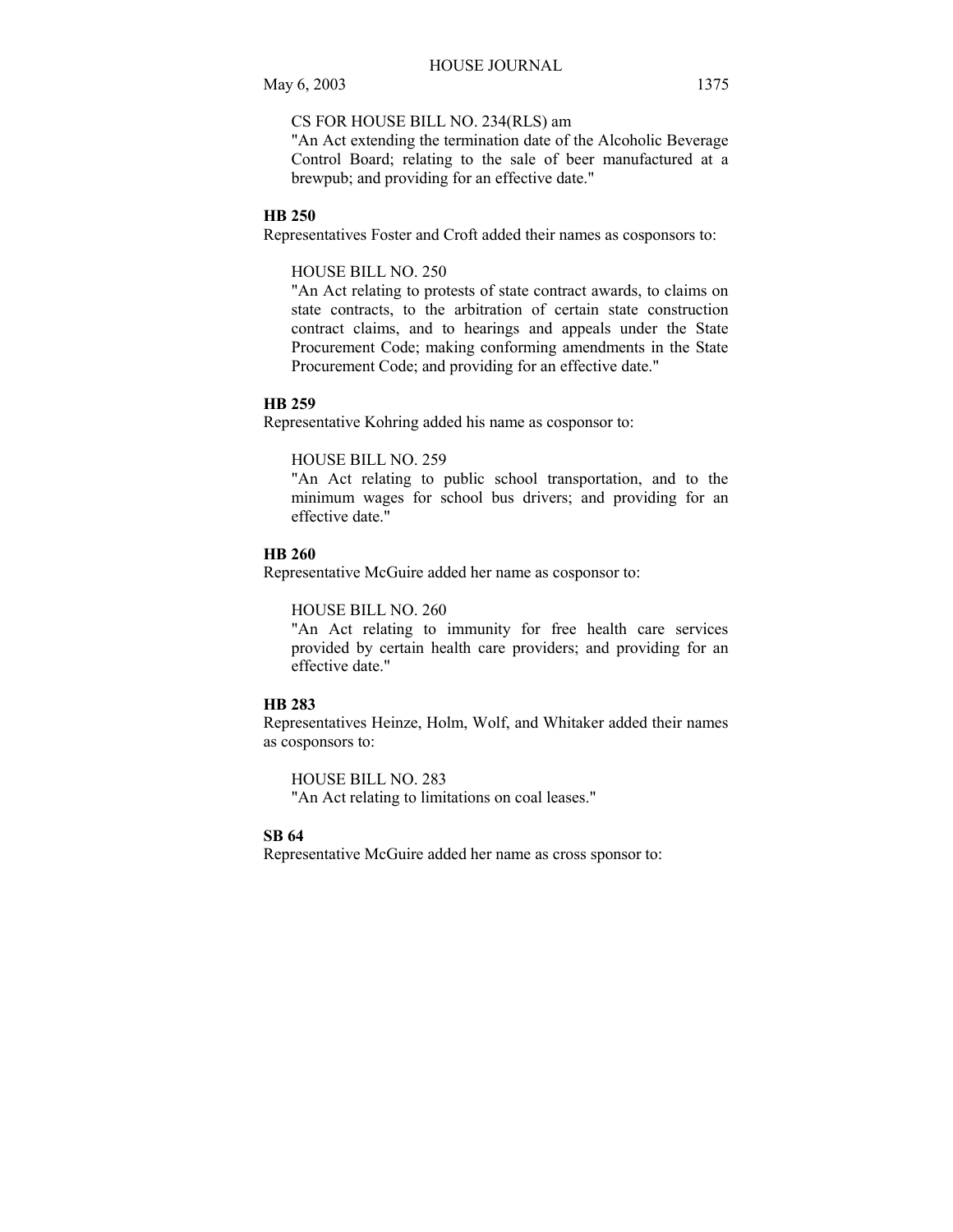CS FOR HOUSE BILL NO. 234(RLS) am
"An Act extending the termination date of the Alcoholic Beverage Control Board; relating to the sale of beer manufactured at a brewpub; and providing for an effective date."

**HB 250**

Representatives Foster and Croft added their names as cosponsors to:

HOUSE BILL NO. 250
"An Act relating to protests of state contract awards, to claims on state contracts, to the arbitration of certain state construction contract claims, and to hearings and appeals under the State Procurement Code; making conforming amendments in the State Procurement Code; and providing for an effective date."

**HB 259**

Representative Kohring added his name as cosponsor to:

HOUSE BILL NO. 259
"An Act relating to public school transportation, and to the minimum wages for school bus drivers; and providing for an effective date."

**HB 260**

Representative McGuire added her name as cosponsor to:

HOUSE BILL NO. 260
"An Act relating to immunity for free health care services provided by certain health care providers; and providing for an effective date."

**HB 283**

Representatives Heinze, Holm, Wolf, and Whitaker added their names as cosponsors to:

HOUSE BILL NO. 283
"An Act relating to limitations on coal leases."

**SB 64**

Representative McGuire added her name as cross sponsor to: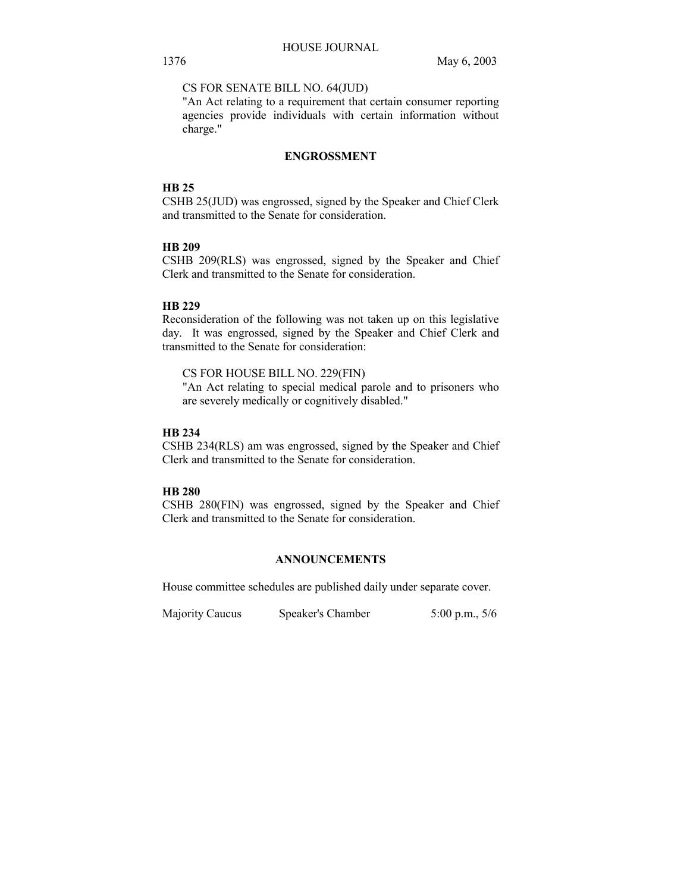CS FOR SENATE BILL NO. 64(JUD)
"An Act relating to a requirement that certain consumer reporting agencies provide individuals with certain information without charge."

## ENGROSSMENT

**HB 25**
CSHB 25(JUD) was engrossed, signed by the Speaker and Chief Clerk and transmitted to the Senate for consideration.

**HB 209**
CSHB 209(RLS) was engrossed, signed by the Speaker and Chief Clerk and transmitted to the Senate for consideration.

**HB 229**
Reconsideration of the following was not taken up on this legislative day. It was engrossed, signed by the Speaker and Chief Clerk and transmitted to the Senate for consideration:

CS FOR HOUSE BILL NO. 229(FIN)
"An Act relating to special medical parole and to prisoners who are severely medically or cognitively disabled."

**HB 234**
CSHB 234(RLS) am was engrossed, signed by the Speaker and Chief Clerk and transmitted to the Senate for consideration.

**HB 280**
CSHB 280(FIN) was engrossed, signed by the Speaker and Chief Clerk and transmitted to the Senate for consideration.

## ANNOUNCEMENTS

House committee schedules are published daily under separate cover.

| | | |
|---|---|---|
| Majority Caucus | Speaker's Chamber | 5:00 p.m., 5/6 |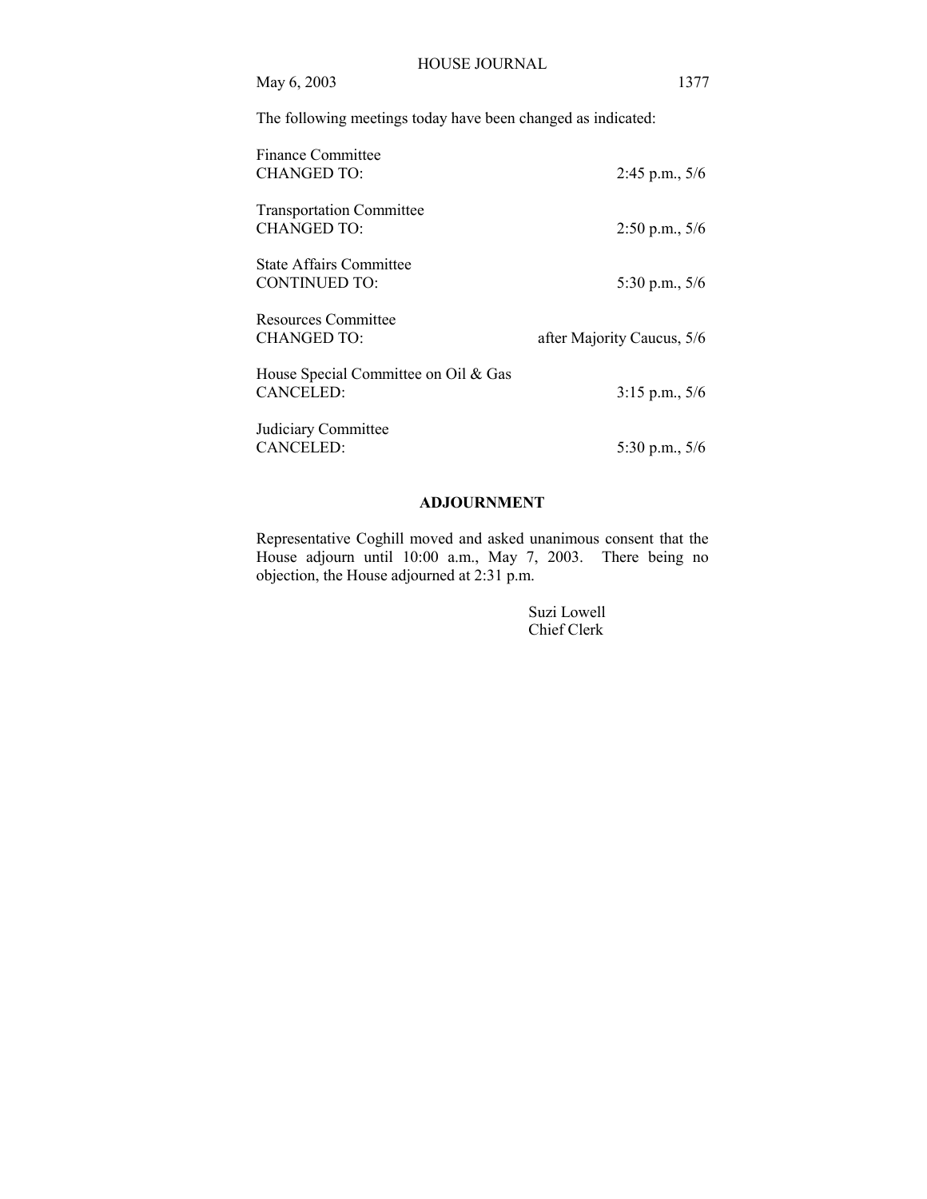The following meetings today have been changed as indicated:

Finance Committee
CHANGED TO: 2:45 p.m., 5/6

Transportation Committee
CHANGED TO: 2:50 p.m., 5/6

State Affairs Committee
CONTINUED TO: 5:30 p.m., 5/6

Resources Committee
CHANGED TO: after Majority Caucus, 5/6

House Special Committee on Oil & Gas
CANCELED: 3:15 p.m., 5/6

Judiciary Committee
CANCELED: 5:30 p.m., 5/6

## ADJOURNMENT

Representative Coghill moved and asked unanimous consent that the House adjourn until 10:00 a.m., May 7, 2003. There being no objection, the House adjourned at 2:31 p.m.

Suzi Lowell
Chief Clerk